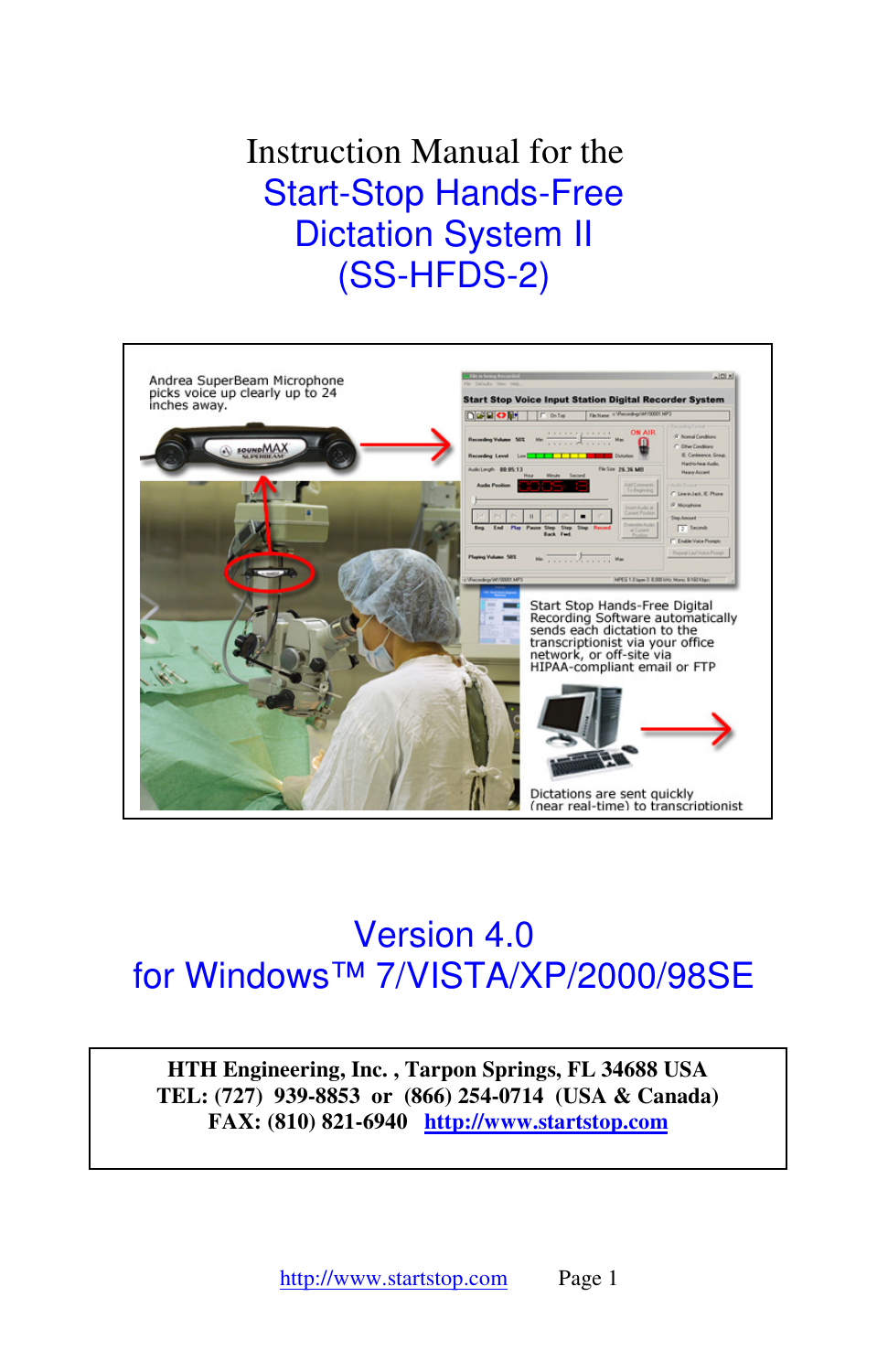# Instruction Manual for the Start-Stop Hands-Free Dictation System II (SS-HFDS-2)

Andrea SuperBeam Microphone picks voice up clearly up to 24 inches away.

Start Stop Hands-Free Digital Recording Software automatically sends each dictation to the transcriptionist via your office network, or off-site via HIPAA-compliant email or FTP

Dictations are sent quickly (near real-time) to transcriptionist

## Version 4.0
## for Windows™ 7/VISTA/XP/2000/98SE

**HTH Engineering, Inc. , Tarpon Springs, FL 34688 USA**
**TEL: (727) 939-8853 or (866) 254-0714 (USA & Canada)**
**FAX: (810) 821-6940 [http://www.startstop.com](http://www.startstop.com)**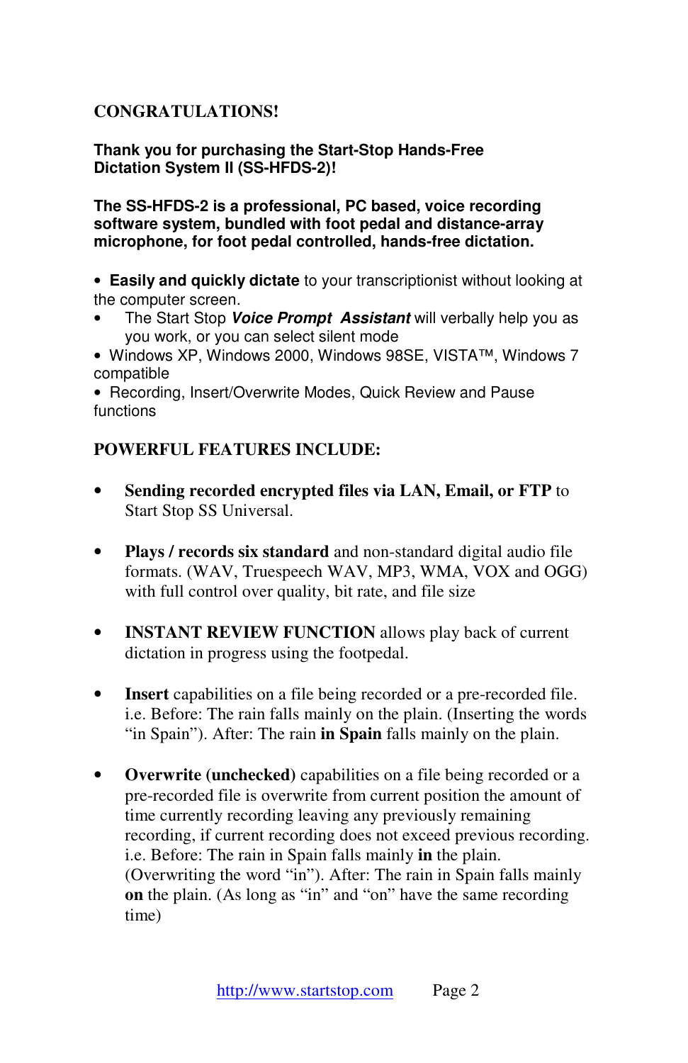## CONGRATULATIONS!

**Thank you for purchasing the Start-Stop Hands-Free Dictation System II (SS-HFDS-2)!**

**The SS-HFDS-2 is a professional, PC based, voice recording software system, bundled with foot pedal and distance-array microphone, for foot pedal controlled, hands-free dictation.**

- **Easily and quickly dictate** to your transcriptionist without looking at the computer screen.
- The Start Stop ***Voice Prompt Assistant*** will verbally help you as you work, or you can select silent mode
- Windows XP, Windows 2000, Windows 98SE, VISTA™, Windows 7 compatible
- Recording, Insert/Overwrite Modes, Quick Review and Pause functions

## POWERFUL FEATURES INCLUDE:

- **Sending recorded encrypted files via LAN, Email, or FTP** to Start Stop SS Universal.

- **Plays / records six standard** and non-standard digital audio file formats. (WAV, Truespeech WAV, MP3, WMA, VOX and OGG) with full control over quality, bit rate, and file size

- **INSTANT REVIEW FUNCTION** allows play back of current dictation in progress using the footpedal.

- **Insert** capabilities on a file being recorded or a pre-recorded file. i.e. Before: The rain falls mainly on the plain. (Inserting the words "in Spain"). After: The rain **in Spain** falls mainly on the plain.

- **Overwrite (unchecked)** capabilities on a file being recorded or a pre-recorded file is overwrite from current position the amount of time currently recording leaving any previously remaining recording, if current recording does not exceed previous recording. i.e. Before: The rain in Spain falls mainly **in** the plain. (Overwriting the word "in"). After: The rain in Spain falls mainly **on** the plain. (As long as "in" and "on" have the same recording time)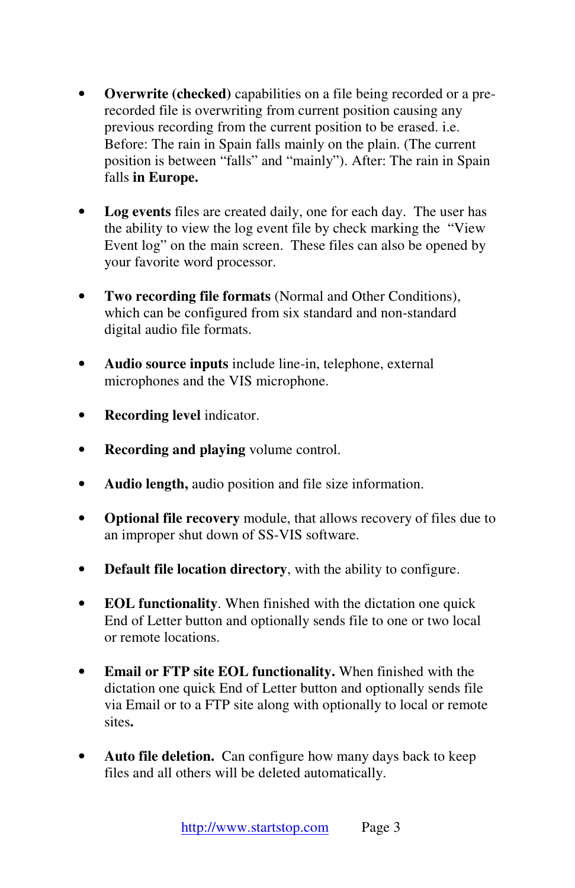- **Overwrite (checked)** capabilities on a file being recorded or a pre-recorded file is overwriting from current position causing any previous recording from the current position to be erased. i.e. Before: The rain in Spain falls mainly on the plain. (The current position is between "falls" and "mainly"). After: The rain in Spain falls **in Europe.**

- **Log events** files are created daily, one for each day. The user has the ability to view the log event file by check marking the "View Event log" on the main screen. These files can also be opened by your favorite word processor.

- **Two recording file formats** (Normal and Other Conditions), which can be configured from six standard and non-standard digital audio file formats.

- **Audio source inputs** include line-in, telephone, external microphones and the VIS microphone.

- **Recording level** indicator.

- **Recording and playing** volume control.

- **Audio length,** audio position and file size information.

- **Optional file recovery** module, that allows recovery of files due to an improper shut down of SS-VIS software.

- **Default file location directory**, with the ability to configure.

- **EOL functionality**. When finished with the dictation one quick End of Letter button and optionally sends file to one or two local or remote locations.

- **Email or FTP site EOL functionality.** When finished with the dictation one quick End of Letter button and optionally sends file via Email or to a FTP site along with optionally to local or remote sites**.**

- **Auto file deletion.** Can configure how many days back to keep files and all others will be deleted automatically.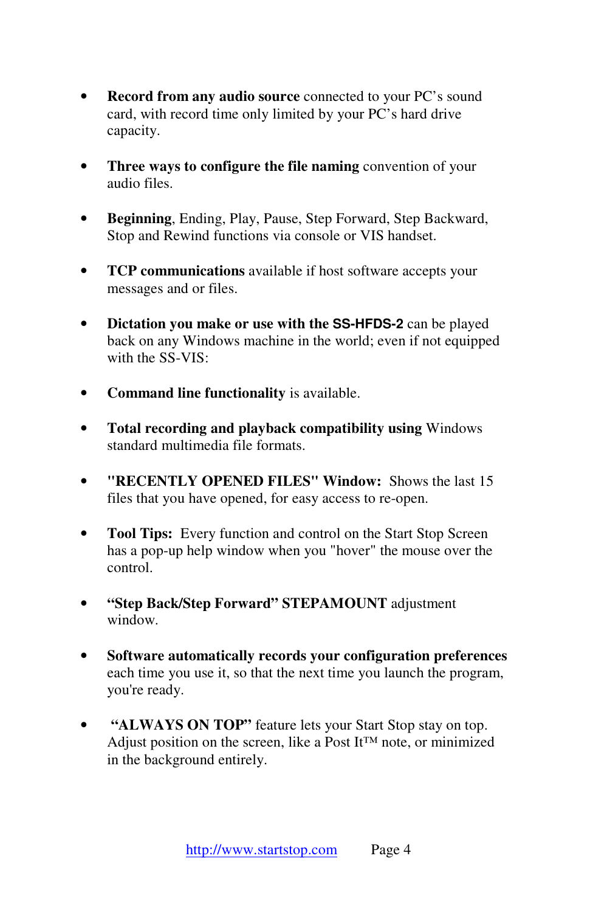- **Record from any audio source** connected to your PC's sound card, with record time only limited by your PC's hard drive capacity.

- **Three ways to configure the file naming** convention of your audio files.

- **Beginning**, Ending, Play, Pause, Step Forward, Step Backward, Stop and Rewind functions via console or VIS handset.

- **TCP communications** available if host software accepts your messages and or files.

- **Dictation you make or use with the SS-HFDS-2** can be played back on any Windows machine in the world; even if not equipped with the SS-VIS:

- **Command line functionality** is available.

- **Total recording and playback compatibility using** Windows standard multimedia file formats.

- **"RECENTLY OPENED FILES" Window:** Shows the last 15 files that you have opened, for easy access to re-open.

- **Tool Tips:** Every function and control on the Start Stop Screen has a pop-up help window when you "hover" the mouse over the control.

- **"Step Back/Step Forward" STEPAMOUNT** adjustment window.

- **Software automatically records your configuration preferences** each time you use it, so that the next time you launch the program, you're ready.

- **"ALWAYS ON TOP"** feature lets your Start Stop stay on top. Adjust position on the screen, like a Post It™ note, or minimized in the background entirely.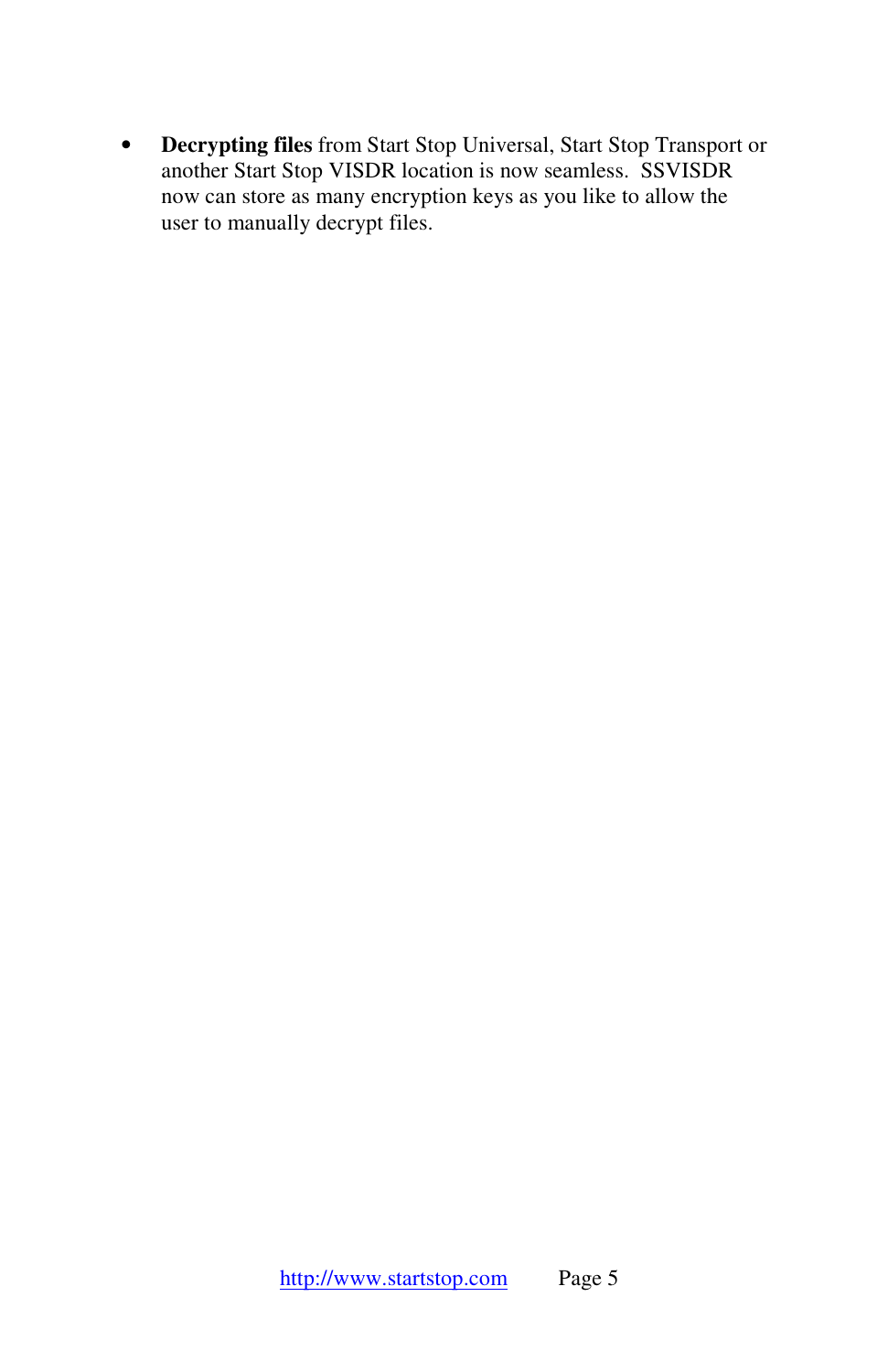- **Decrypting files** from Start Stop Universal, Start Stop Transport or another Start Stop VISDR location is now seamless. SSVISDR now can store as many encryption keys as you like to allow the user to manually decrypt files.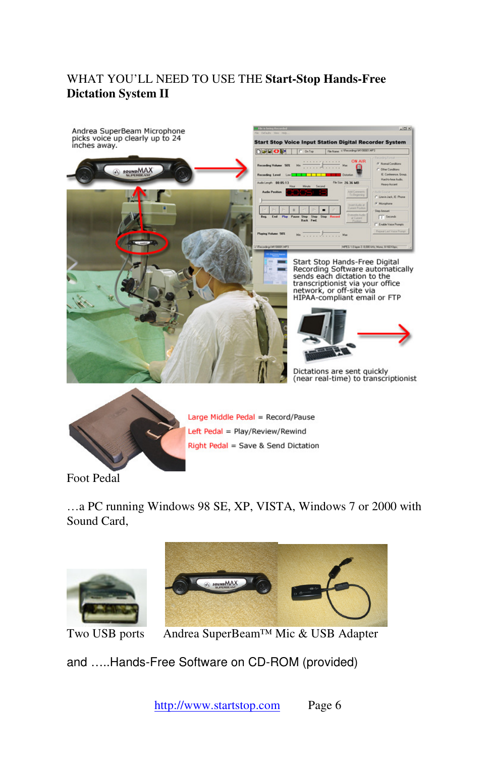WHAT YOU'LL NEED TO USE THE **Start-Stop Hands-Free Dictation System II**

Andrea SuperBeam Microphone picks voice up clearly up to 24 inches away.

Start Stop Hands-Free Digital Recording Software automatically sends each dictation to the transcriptionist via your office network, or off-site via HIPAA-compliant email or FTP

Dictations are sent quickly (near real-time) to transcriptionist

Large Middle Pedal = Record/Pause

Left Pedal = Play/Review/Rewind

Right Pedal = Save & Send Dictation

Foot Pedal

…a PC running Windows 98 SE, XP, VISTA, Windows 7 or 2000 with Sound Card,

Two USB ports    Andrea SuperBeam™ Mic & USB Adapter

and …..Hands-Free Software on CD-ROM (provided)

http://www.startstop.com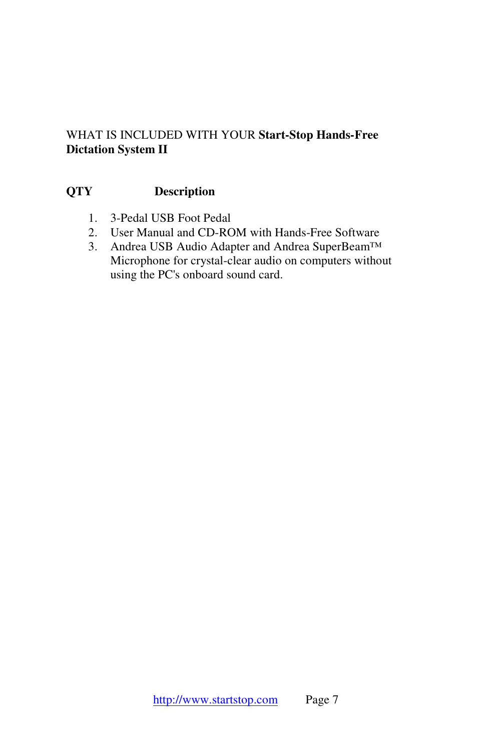WHAT IS INCLUDED WITH YOUR **Start-Stop Hands-Free Dictation System II**

**QTY** **Description**

1. 3-Pedal USB Foot Pedal
2. User Manual and CD-ROM with Hands-Free Software
3. Andrea USB Audio Adapter and Andrea SuperBeam™ Microphone for crystal-clear audio on computers without using the PC's onboard sound card.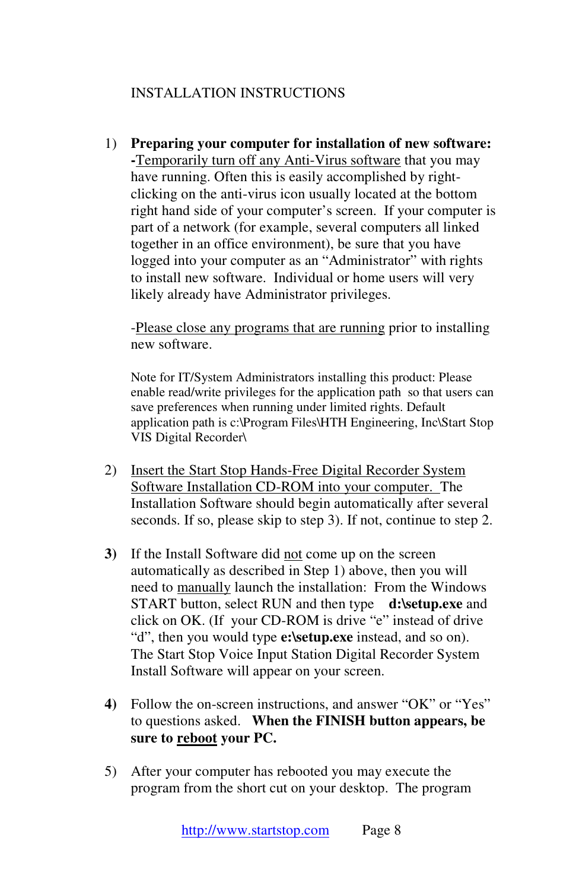INSTALLATION INSTRUCTIONS

1) **Preparing your computer for installation of new software:**
**-**<u>Temporarily turn off any Anti-Virus software</u> that you may have running. Often this is easily accomplished by right-clicking on the anti-virus icon usually located at the bottom right hand side of your computer's screen. If your computer is part of a network (for example, several computers all linked together in an office environment), be sure that you have logged into your computer as an "Administrator" with rights to install new software. Individual or home users will very likely already have Administrator privileges.

   -<u>Please close any programs that are running</u> prior to installing new software.

   Note for IT/System Administrators installing this product: Please enable read/write privileges for the application path so that users can save preferences when running under limited rights. Default application path is c:\Program Files\HTH Engineering, Inc\Start Stop VIS Digital Recorder\

2) <u>Insert the Start Stop Hands-Free Digital Recorder System Software Installation CD-ROM into your computer.</u> The Installation Software should begin automatically after several seconds. If so, please skip to step 3). If not, continue to step 2.

**3)** If the Install Software did <u>not</u> come up on the screen automatically as described in Step 1) above, then you will need to <u>manually</u> launch the installation: From the Windows START button, select RUN and then type **d:\setup.exe** and click on OK. (If your CD-ROM is drive "e" instead of drive "d", then you would type **e:\setup.exe** instead, and so on). The Start Stop Voice Input Station Digital Recorder System Install Software will appear on your screen.

**4)** Follow the on-screen instructions, and answer "OK" or "Yes" to questions asked. **When the FINISH button appears, be sure to <u>reboot</u> your PC.**

5) After your computer has rebooted you may execute the program from the short cut on your desktop. The program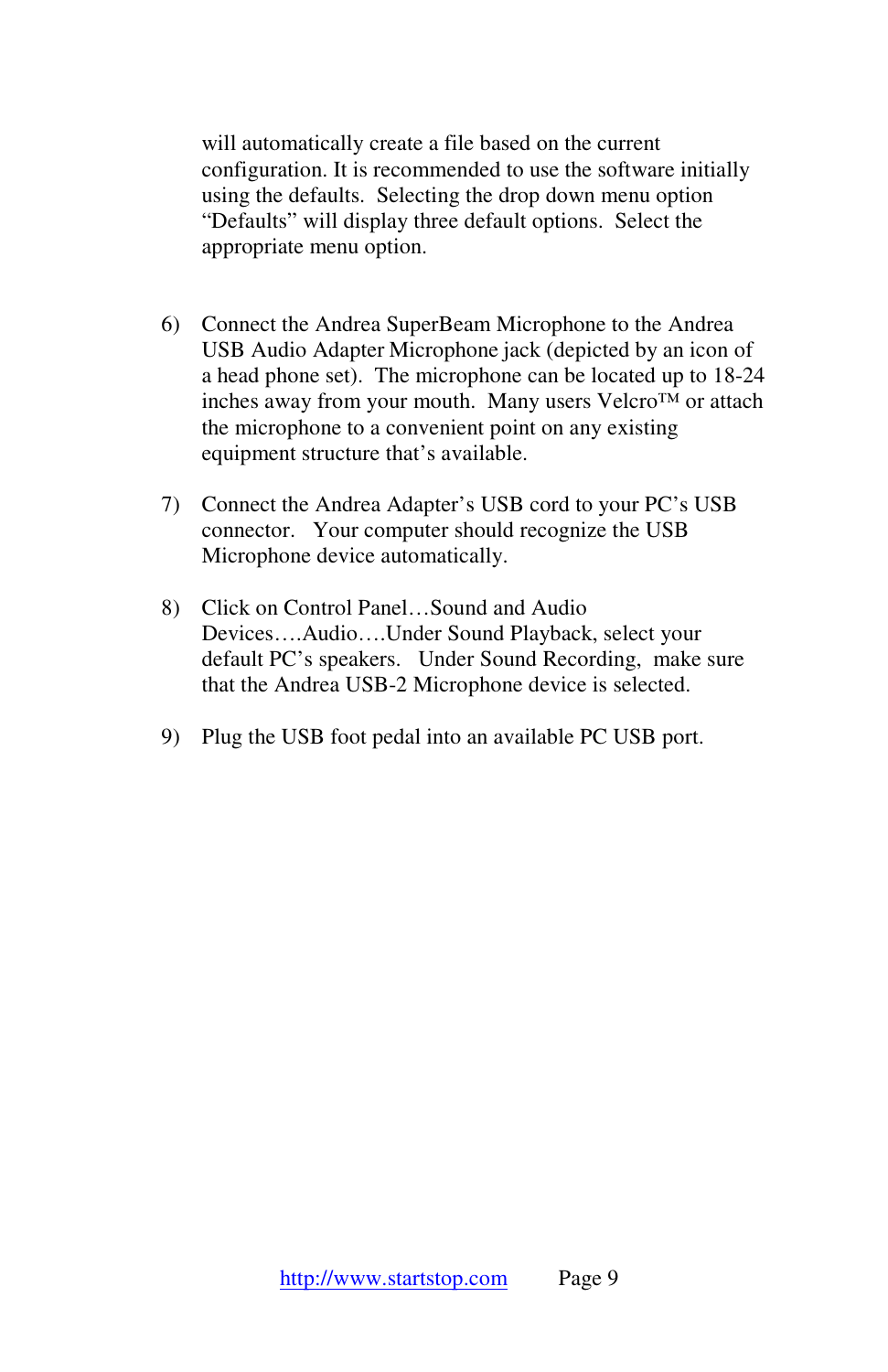will automatically create a file based on the current configuration. It is recommended to use the software initially using the defaults. Selecting the drop down menu option "Defaults" will display three default options. Select the appropriate menu option.

6) Connect the Andrea SuperBeam Microphone to the Andrea USB Audio Adapter Microphone jack (depicted by an icon of a head phone set). The microphone can be located up to 18-24 inches away from your mouth. Many users Velcro™ or attach the microphone to a convenient point on any existing equipment structure that's available.

7) Connect the Andrea Adapter's USB cord to your PC's USB connector. Your computer should recognize the USB Microphone device automatically.

8) Click on Control Panel…Sound and Audio Devices….Audio….Under Sound Playback, select your default PC's speakers. Under Sound Recording, make sure that the Andrea USB-2 Microphone device is selected.

9) Plug the USB foot pedal into an available PC USB port.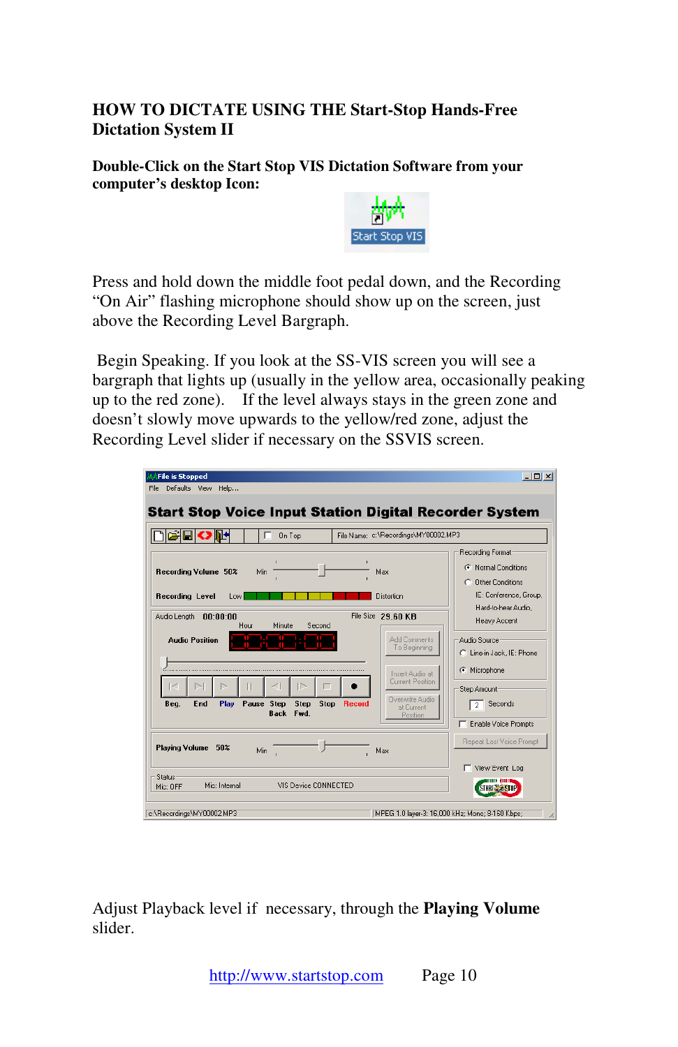# HOW TO DICTATE USING THE Start-Stop Hands-Free Dictation System II

**Double-Click on the Start Stop VIS Dictation Software from your computer's desktop Icon:**

Press and hold down the middle foot pedal down, and the Recording "On Air" flashing microphone should show up on the screen, just above the Recording Level Bargraph.

Begin Speaking. If you look at the SS-VIS screen you will see a bargraph that lights up (usually in the yellow area, occasionally peaking up to the red zone). If the level always stays in the green zone and doesn't slowly move upwards to the yellow/red zone, adjust the Recording Level slider if necessary on the SSVIS screen.

Adjust Playback level if necessary, through the **Playing Volume** slider.

http://www.startstop.com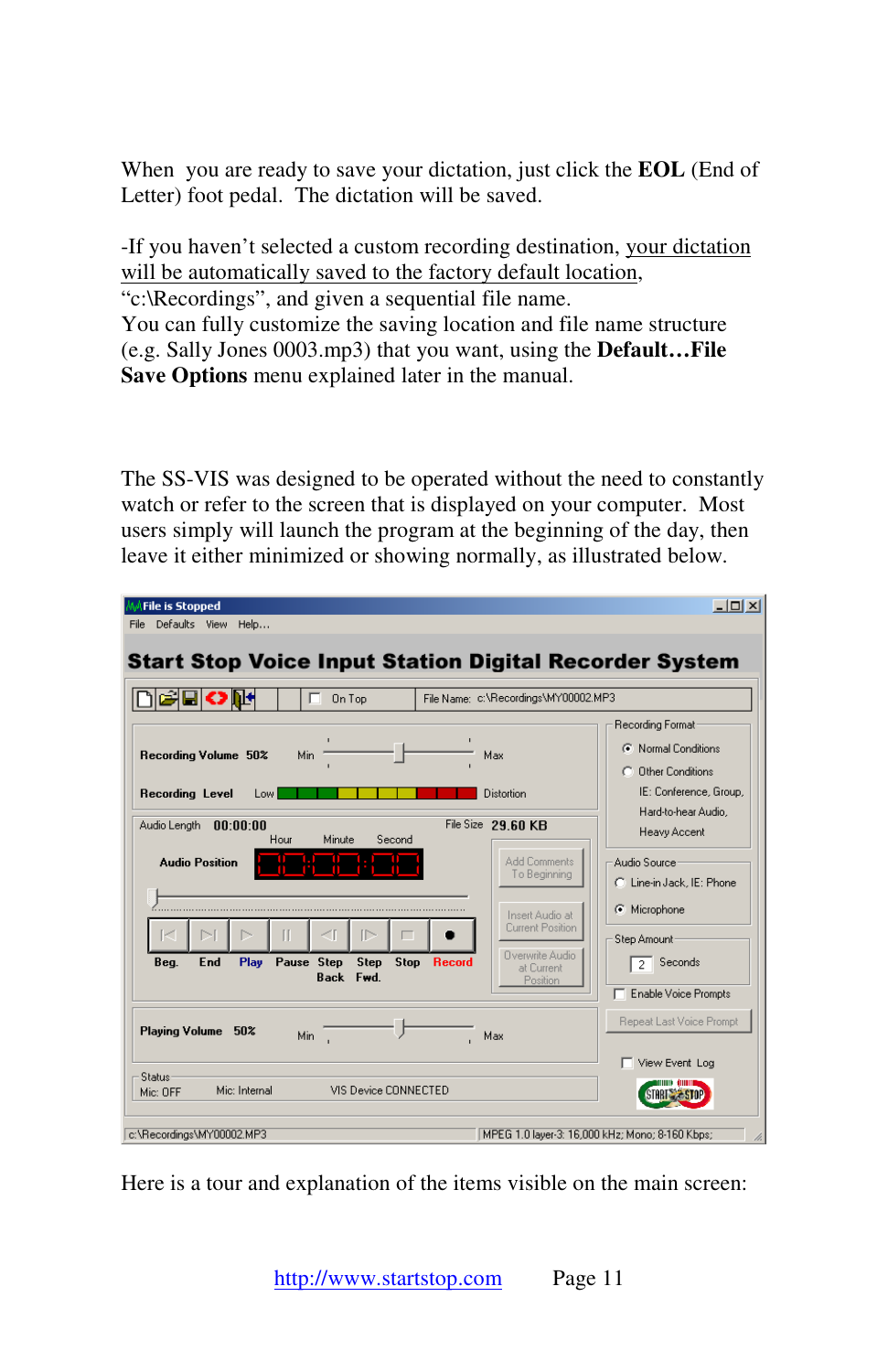When  you are ready to save your dictation, just click the **EOL** (End of Letter) foot pedal.  The dictation will be saved.

-If you haven't selected a custom recording destination, <u>your dictation will be automatically saved to the factory default location</u>, "c:\Recordings", and given a sequential file name.
You can fully customize the saving location and file name structure (e.g. Sally Jones 0003.mp3) that you want, using the **Default…File Save Options** menu explained later in the manual.

The SS-VIS was designed to be operated without the need to constantly watch or refer to the screen that is displayed on your computer.  Most users simply will launch the program at the beginning of the day, then leave it either minimized or showing normally, as illustrated below.

Here is a tour and explanation of the items visible on the main screen:

http://www.startstop.com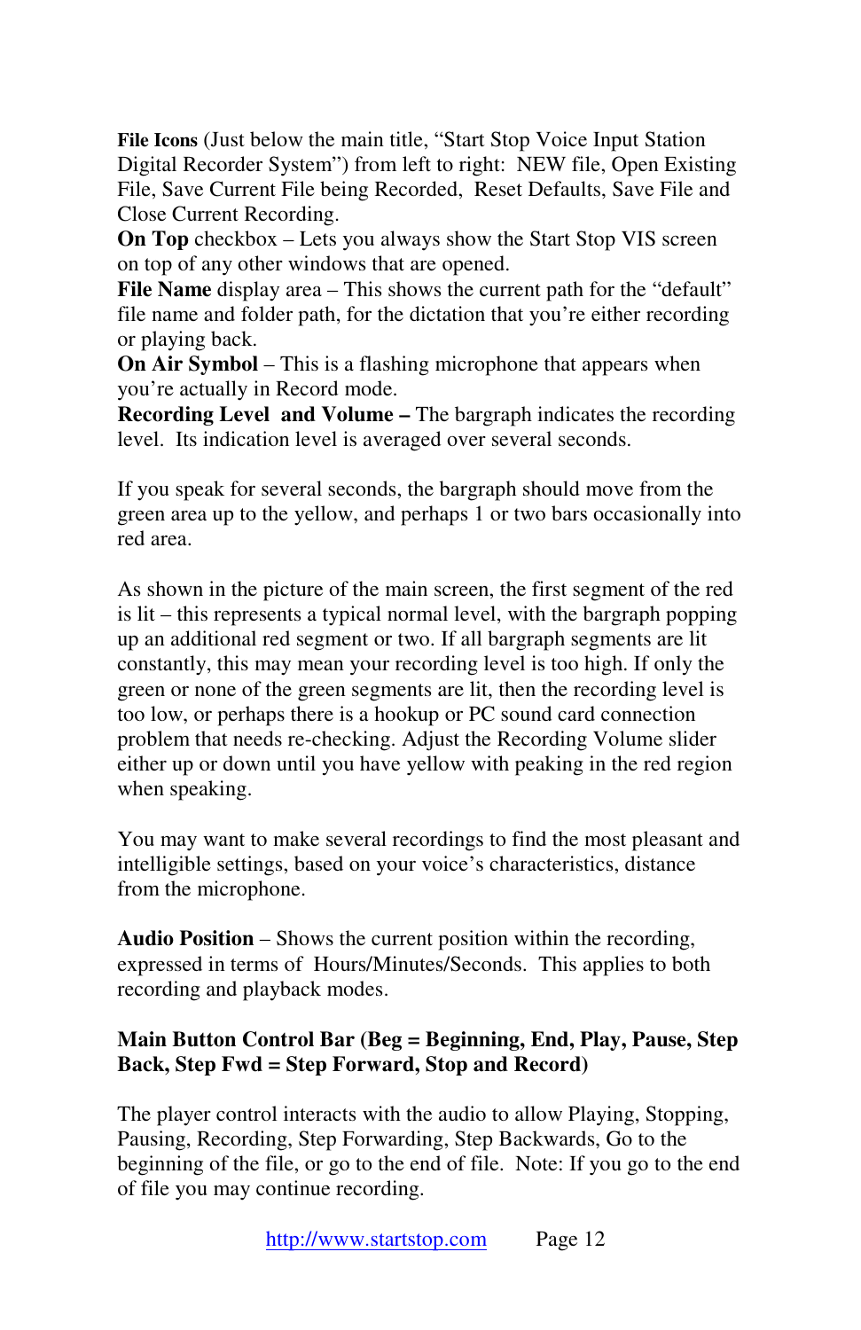**File Icons** (Just below the main title, “Start Stop Voice Input Station Digital Recorder System”) from left to right: NEW file, Open Existing File, Save Current File being Recorded, Reset Defaults, Save File and Close Current Recording.

**On Top** checkbox – Lets you always show the Start Stop VIS screen on top of any other windows that are opened.

**File Name** display area – This shows the current path for the “default” file name and folder path, for the dictation that you’re either recording or playing back.

**On Air Symbol** – This is a flashing microphone that appears when you’re actually in Record mode.

**Recording Level and Volume –** The bargraph indicates the recording level. Its indication level is averaged over several seconds.

If you speak for several seconds, the bargraph should move from the green area up to the yellow, and perhaps 1 or two bars occasionally into red area.

As shown in the picture of the main screen, the first segment of the red is lit – this represents a typical normal level, with the bargraph popping up an additional red segment or two. If all bargraph segments are lit constantly, this may mean your recording level is too high. If only the green or none of the green segments are lit, then the recording level is too low, or perhaps there is a hookup or PC sound card connection problem that needs re-checking. Adjust the Recording Volume slider either up or down until you have yellow with peaking in the red region when speaking.

You may want to make several recordings to find the most pleasant and intelligible settings, based on your voice’s characteristics, distance from the microphone.

**Audio Position** – Shows the current position within the recording, expressed in terms of Hours/Minutes/Seconds. This applies to both recording and playback modes.

**Main Button Control Bar (Beg = Beginning, End, Play, Pause, Step Back, Step Fwd = Step Forward, Stop and Record)**

The player control interacts with the audio to allow Playing, Stopping, Pausing, Recording, Step Forwarding, Step Backwards, Go to the beginning of the file, or go to the end of file. Note: If you go to the end of file you may continue recording.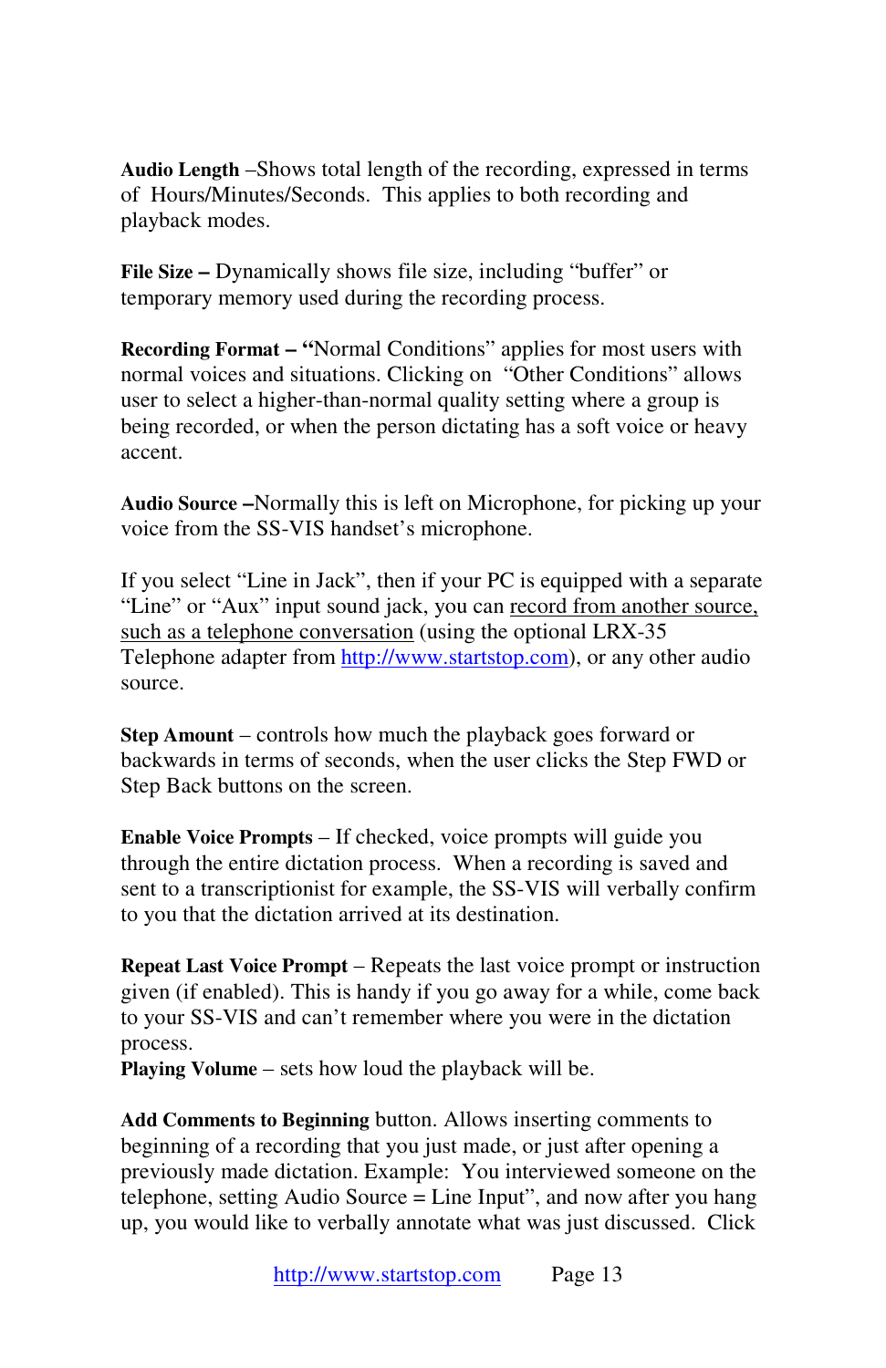**Audio Length** –Shows total length of the recording, expressed in terms of Hours/Minutes/Seconds. This applies to both recording and playback modes.

**File Size –** Dynamically shows file size, including "buffer" or temporary memory used during the recording process.

**Recording Format – "**Normal Conditions" applies for most users with normal voices and situations. Clicking on "Other Conditions" allows user to select a higher-than-normal quality setting where a group is being recorded, or when the person dictating has a soft voice or heavy accent.

**Audio Source –**Normally this is left on Microphone, for picking up your voice from the SS-VIS handset's microphone.

If you select "Line in Jack", then if your PC is equipped with a separate "Line" or "Aux" input sound jack, you can record from another source, such as a telephone conversation (using the optional LRX-35 Telephone adapter from http://www.startstop.com), or any other audio source.

**Step Amount** – controls how much the playback goes forward or backwards in terms of seconds, when the user clicks the Step FWD or Step Back buttons on the screen.

**Enable Voice Prompts** – If checked, voice prompts will guide you through the entire dictation process. When a recording is saved and sent to a transcriptionist for example, the SS-VIS will verbally confirm to you that the dictation arrived at its destination.

**Repeat Last Voice Prompt** – Repeats the last voice prompt or instruction given (if enabled). This is handy if you go away for a while, come back to your SS-VIS and can't remember where you were in the dictation process.
**Playing Volume** – sets how loud the playback will be.

**Add Comments to Beginning** button. Allows inserting comments to beginning of a recording that you just made, or just after opening a previously made dictation. Example: You interviewed someone on the telephone, setting Audio Source = Line Input", and now after you hang up, you would like to verbally annotate what was just discussed. Click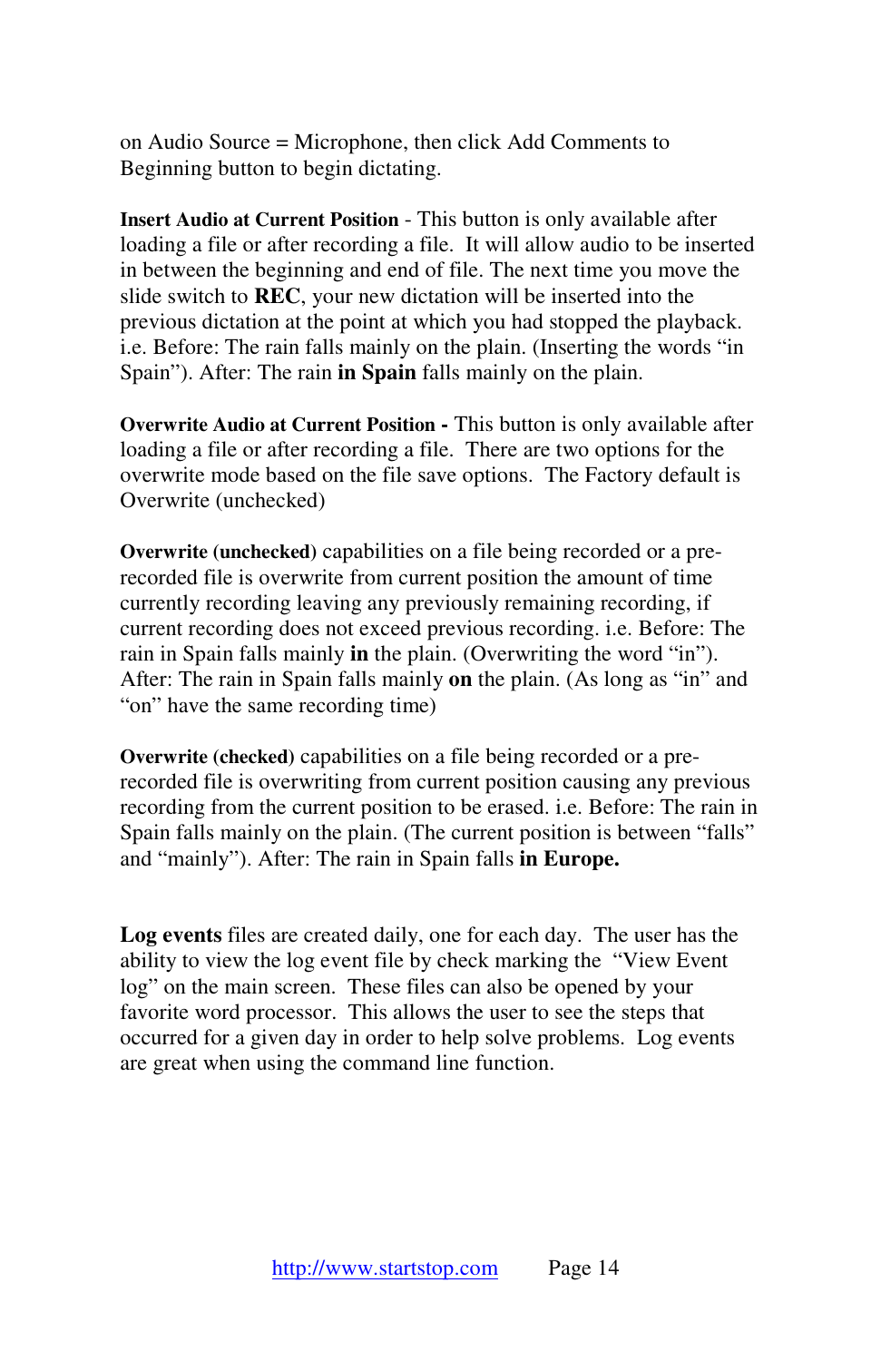on Audio Source = Microphone, then click Add Comments to Beginning button to begin dictating.

**Insert Audio at Current Position** - This button is only available after loading a file or after recording a file. It will allow audio to be inserted in between the beginning and end of file. The next time you move the slide switch to **REC**, your new dictation will be inserted into the previous dictation at the point at which you had stopped the playback. i.e. Before: The rain falls mainly on the plain. (Inserting the words "in Spain"). After: The rain **in Spain** falls mainly on the plain.

**Overwrite Audio at Current Position -** This button is only available after loading a file or after recording a file. There are two options for the overwrite mode based on the file save options. The Factory default is Overwrite (unchecked)

**Overwrite (unchecked)** capabilities on a file being recorded or a pre-recorded file is overwrite from current position the amount of time currently recording leaving any previously remaining recording, if current recording does not exceed previous recording. i.e. Before: The rain in Spain falls mainly **in** the plain. (Overwriting the word "in"). After: The rain in Spain falls mainly **on** the plain. (As long as "in" and "on" have the same recording time)

**Overwrite (checked)** capabilities on a file being recorded or a pre-recorded file is overwriting from current position causing any previous recording from the current position to be erased. i.e. Before: The rain in Spain falls mainly on the plain. (The current position is between "falls" and "mainly"). After: The rain in Spain falls **in Europe.**

**Log events** files are created daily, one for each day. The user has the ability to view the log event file by check marking the "View Event log" on the main screen. These files can also be opened by your favorite word processor. This allows the user to see the steps that occurred for a given day in order to help solve problems. Log events are great when using the command line function.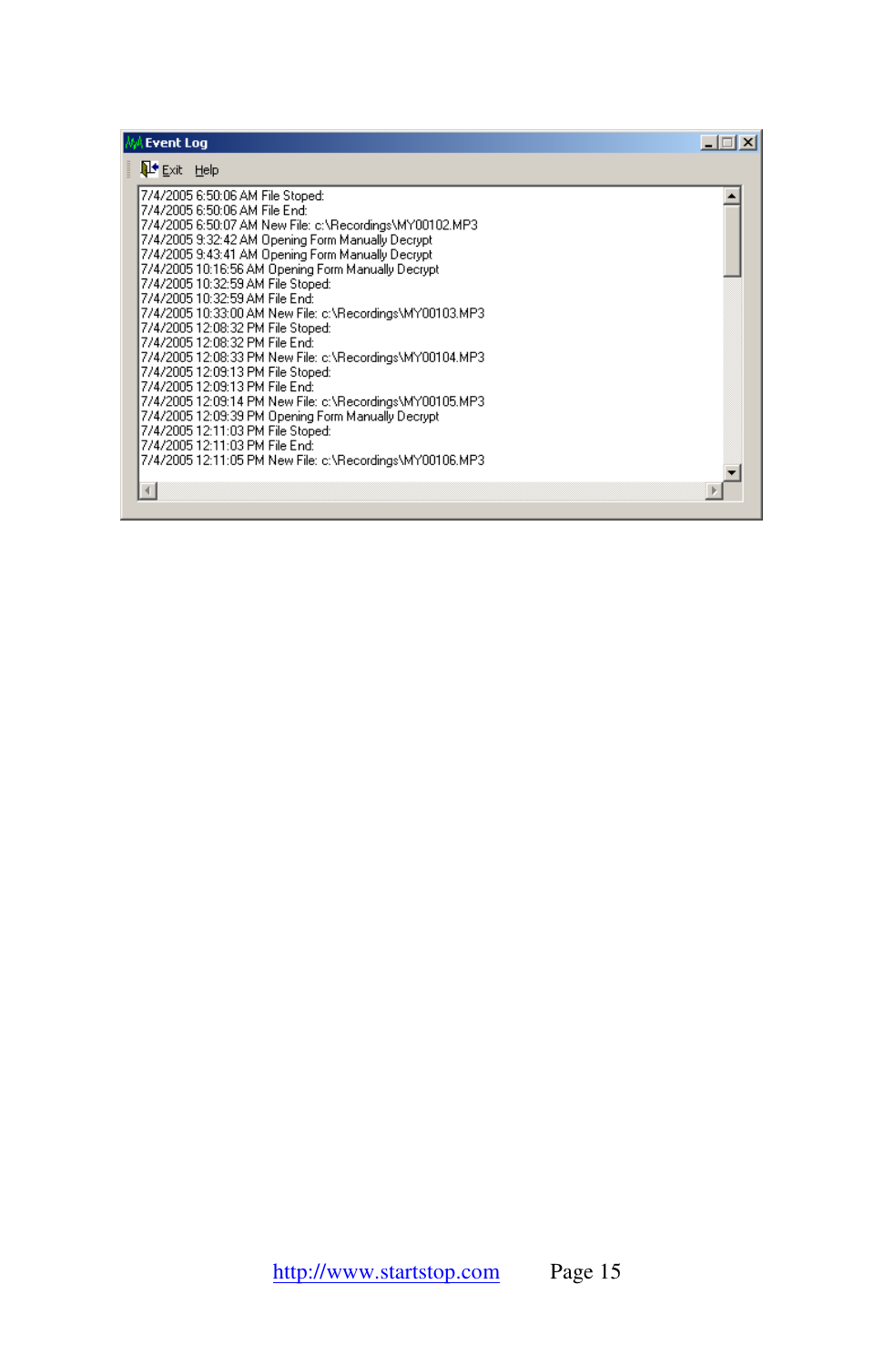Event Log

Exit Help

```
7/4/2005 6:50:06 AM File Stoped:
7/4/2005 6:50:06 AM File End:
7/4/2005 6:50:07 AM New File: c:\Recordings\MY00102.MP3
7/4/2005 9:32:42 AM Opening Form Manually Decrypt
7/4/2005 9:43:41 AM Opening Form Manually Decrypt
7/4/2005 10:16:56 AM Opening Form Manually Decrypt
7/4/2005 10:32:59 AM File Stoped:
7/4/2005 10:32:59 AM File End:
7/4/2005 10:33:00 AM New File: c:\Recordings\MY00103.MP3
7/4/2005 12:08:32 PM File Stoped:
7/4/2005 12:08:32 PM File End:
7/4/2005 12:08:33 PM New File: c:\Recordings\MY00104.MP3
7/4/2005 12:09:13 PM File Stoped:
7/4/2005 12:09:13 PM File End:
7/4/2005 12:09:14 PM New File: c:\Recordings\MY00105.MP3
7/4/2005 12:09:39 PM Opening Form Manually Decrypt
7/4/2005 12:11:03 PM File Stoped:
7/4/2005 12:11:03 PM File End:
7/4/2005 12:11:05 PM New File: c:\Recordings\MY00106.MP3
```

http://www.startstop.com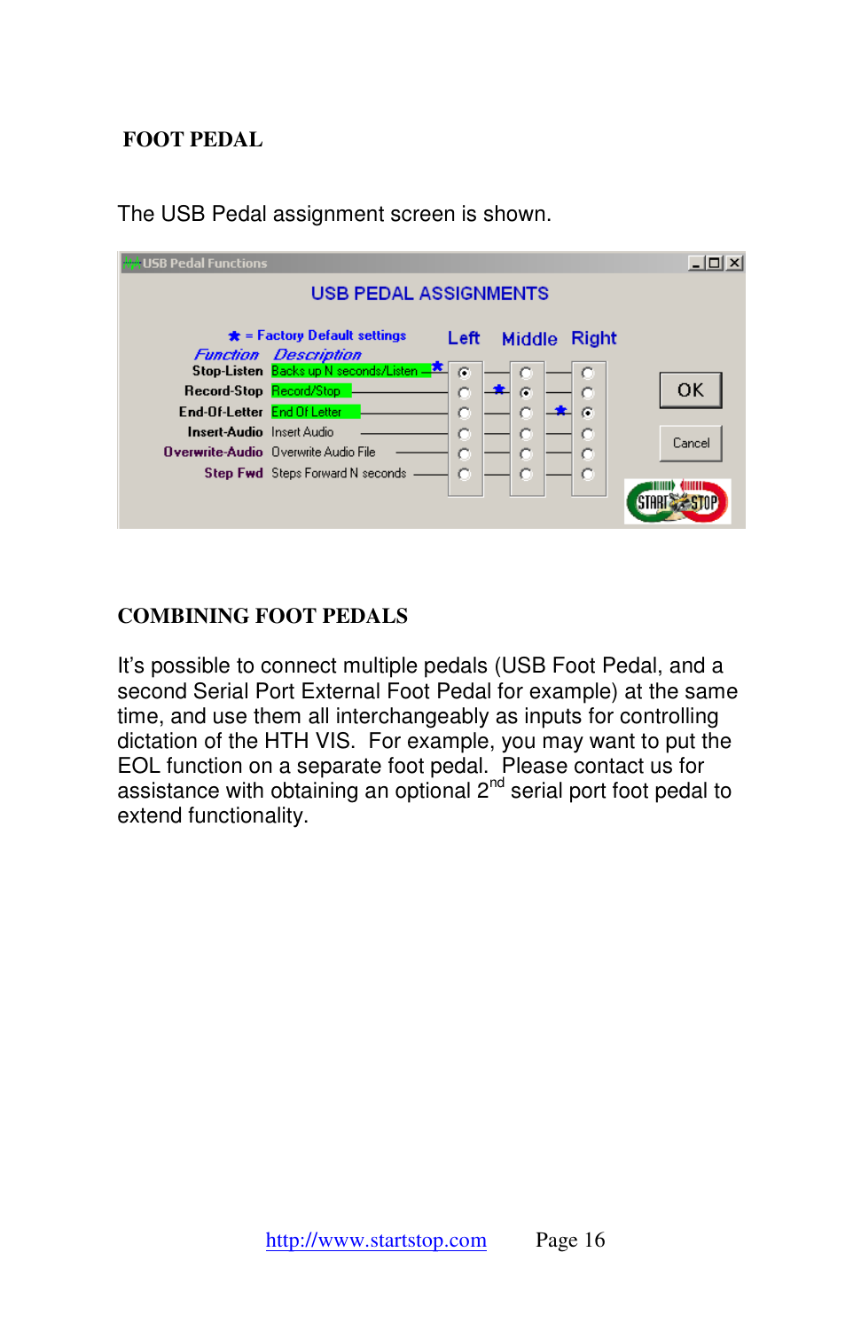# FOOT PEDAL

The USB Pedal assignment screen is shown.

**USB Pedal Functions**

**USB PEDAL ASSIGNMENTS**

* = Factory Default settings

| Function | Description | Left | Middle | Right |
| --- | --- | --- | --- | --- |
| Stop-Listen | Backs up N seconds/Listen | ◉ * | ○ | ○ |
| Record-Stop | Record/Stop | ○ | ◉ * | ○ |
| End-Of-Letter | End Of Letter | ○ | ○ | ◉ * |
| Insert-Audio | Insert Audio | ○ | ○ | ○ |
| Overwrite-Audio | Overwrite Audio File | ○ | ○ | ○ |
| Step Fwd | Steps Forward N seconds | ○ | ○ | ○ |

OK | Cancel

## COMBINING FOOT PEDALS

It's possible to connect multiple pedals (USB Foot Pedal, and a second Serial Port External Foot Pedal for example) at the same time, and use them all interchangeably as inputs for controlling dictation of the HTH VIS. For example, you may want to put the EOL function on a separate foot pedal. Please contact us for assistance with obtaining an optional 2nd serial port foot pedal to extend functionality.

http://www.startstop.com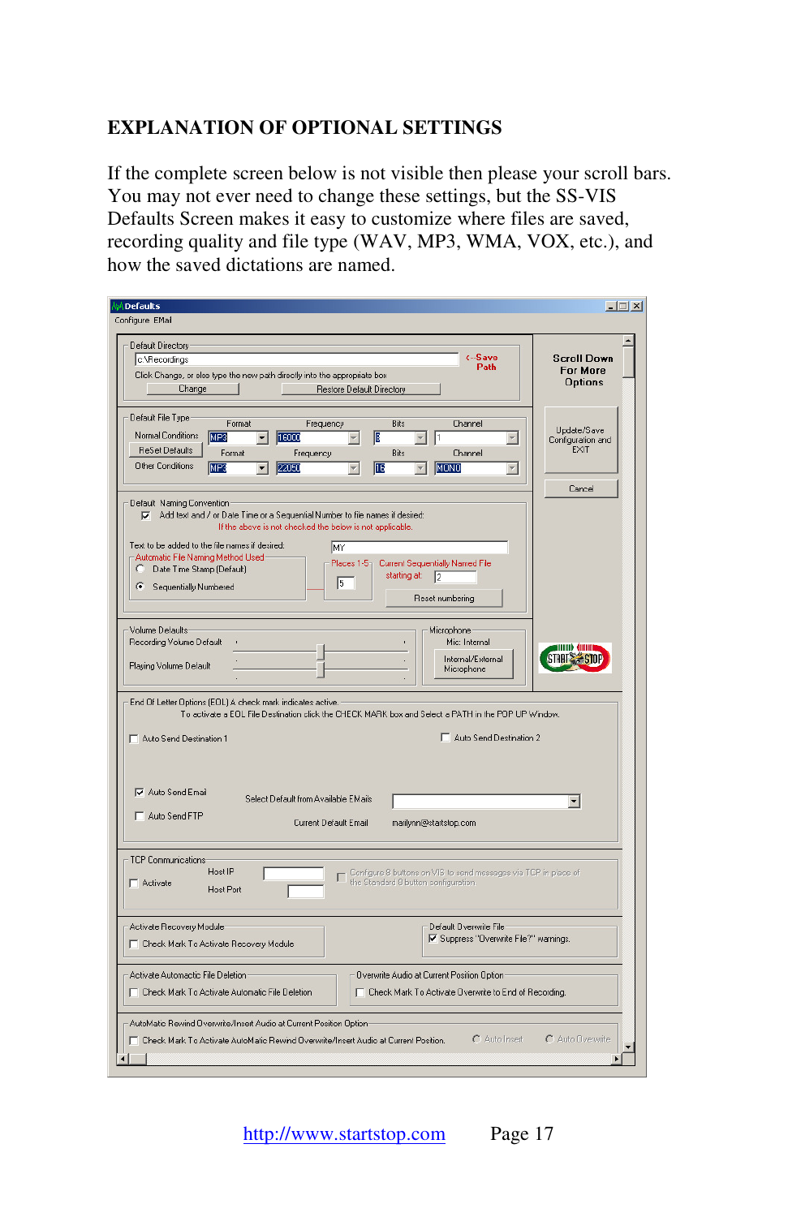## EXPLANATION OF OPTIONAL SETTINGS

If the complete screen below is not visible then please your scroll bars. You may not ever need to change these settings, but the SS-VIS Defaults Screen makes it easy to customize where files are saved, recording quality and file type (WAV, MP3, WMA, VOX, etc.), and how the saved dictations are named.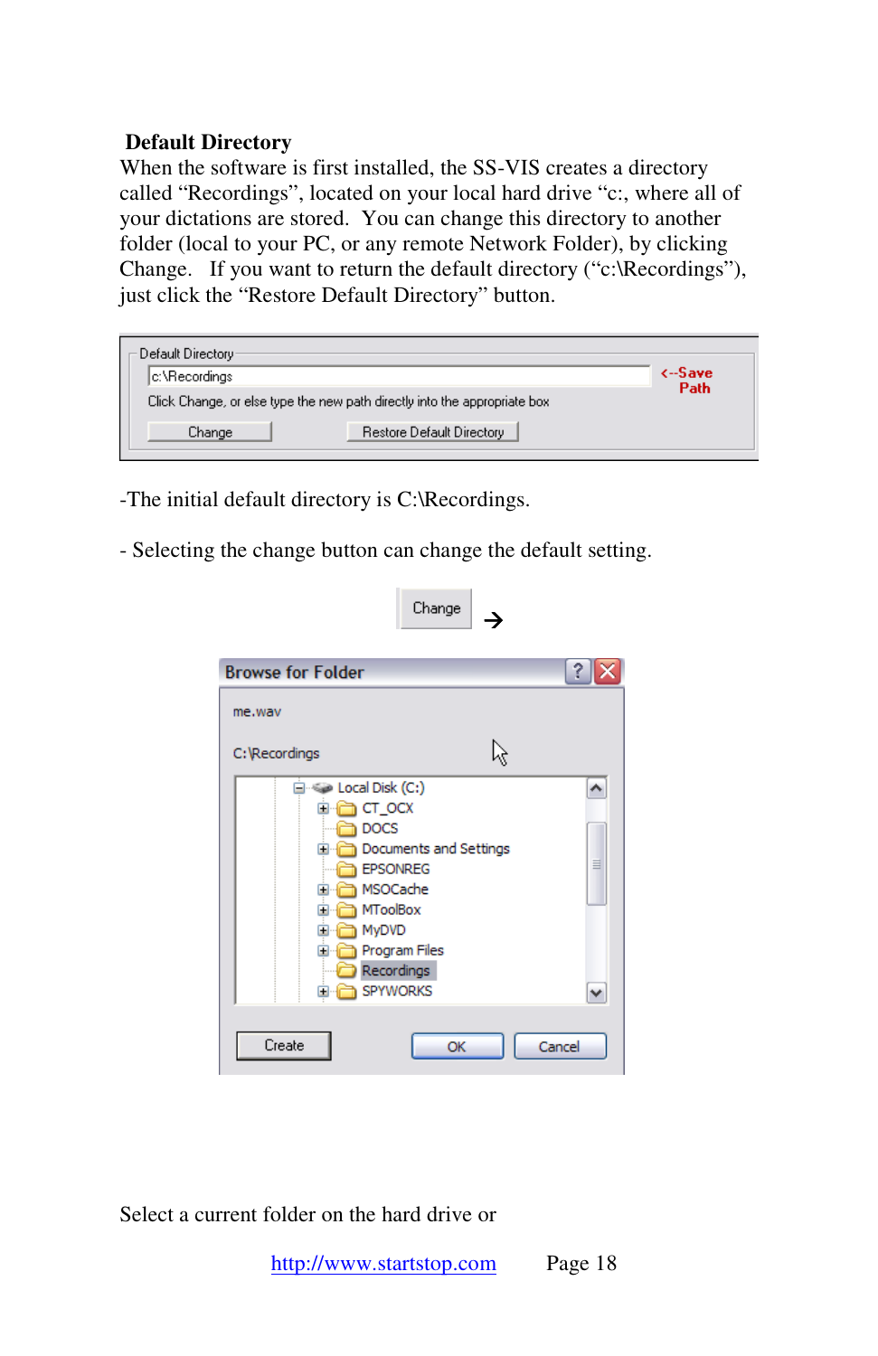**Default Directory**

When the software is first installed, the SS-VIS creates a directory called “Recordings”, located on your local hard drive “c:, where all of your dictations are stored. You can change this directory to another folder (local to your PC, or any remote Network Folder), by clicking Change. If you want to return the default directory (“c:\Recordings”), just click the “Restore Default Directory” button.

-The initial default directory is C:\Recordings.

- Selecting the change button can change the default setting.

Select a current folder on the hard drive or

http://www.startstop.com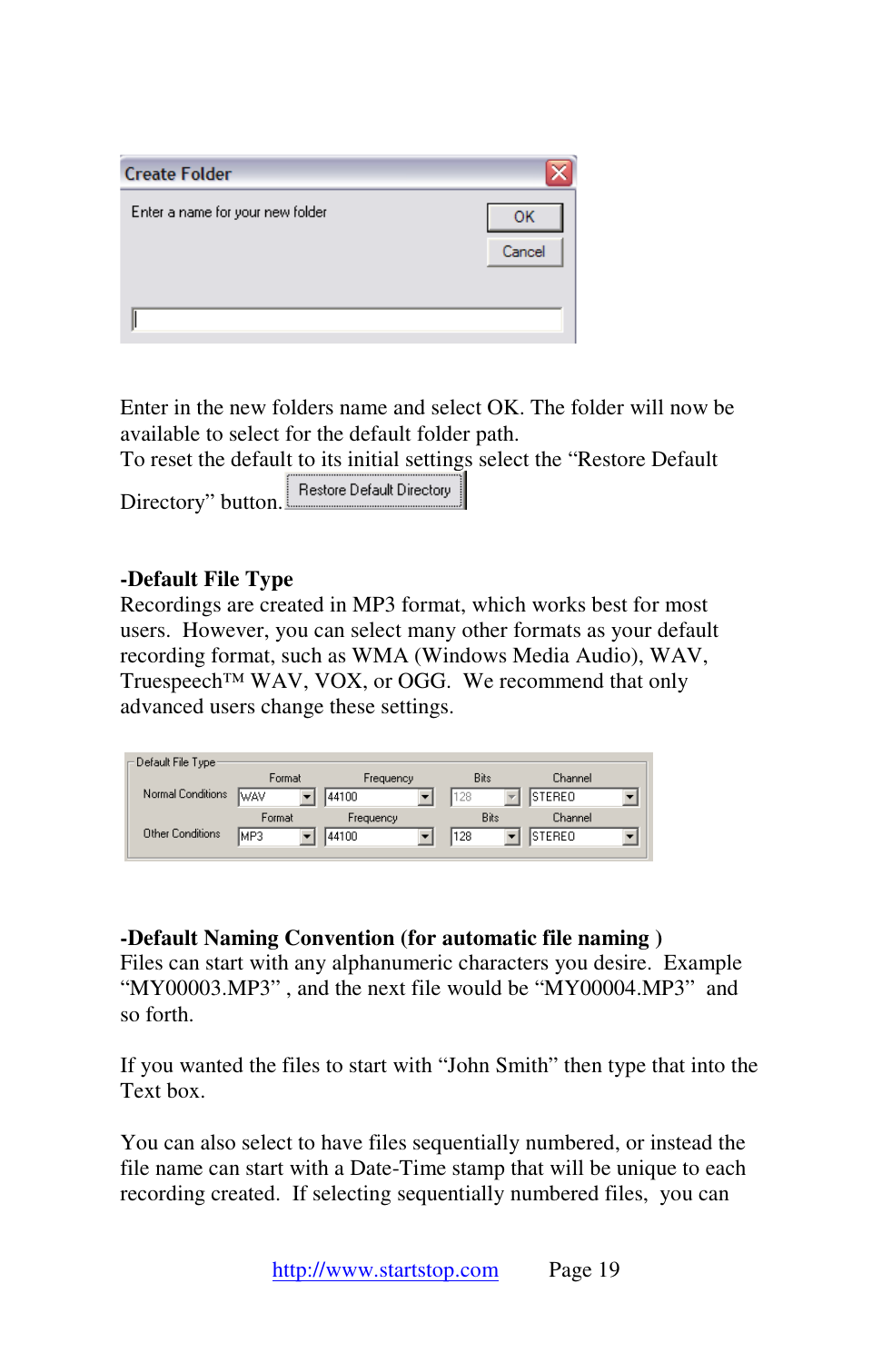Enter in the new folders name and select OK. The folder will now be available to select for the default folder path.
To reset the default to its initial settings select the "Restore Default Directory" button.

### -Default File Type

Recordings are created in MP3 format, which works best for most users. However, you can select many other formats as your default recording format, such as WMA (Windows Media Audio), WAV, Truespeech™ WAV, VOX, or OGG. We recommend that only advanced users change these settings.

### -Default Naming Convention (for automatic file naming )

Files can start with any alphanumeric characters you desire. Example "MY00003.MP3" , and the next file would be "MY00004.MP3" and so forth.

If you wanted the files to start with "John Smith" then type that into the Text box.

You can also select to have files sequentially numbered, or instead the file name can start with a Date-Time stamp that will be unique to each recording created. If selecting sequentially numbered files, you can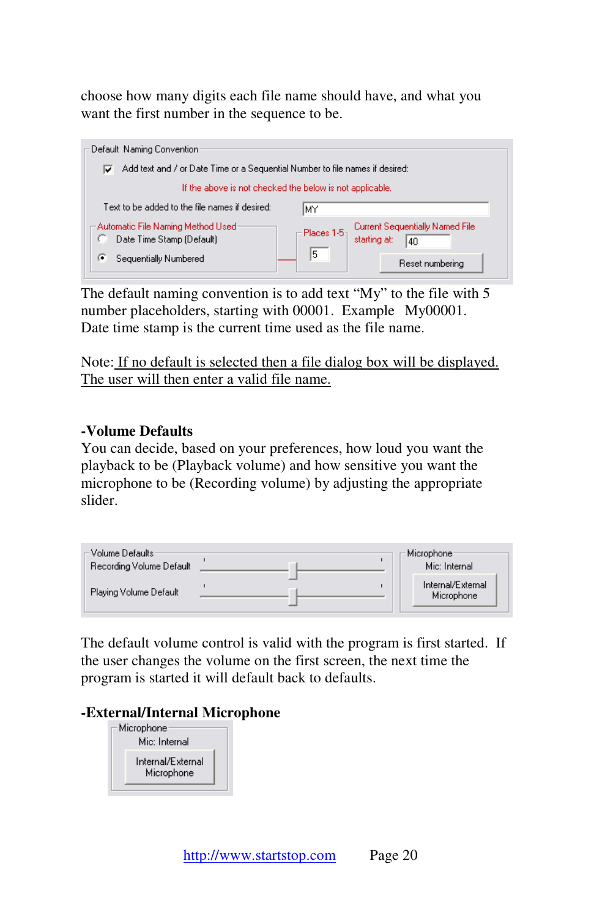choose how many digits each file name should have, and what you want the first number in the sequence to be.

Default Naming Convention

☑ Add text and / or Date Time or a Sequential Number to file names if desired:

If the above is not checked the below is not applicable.

Text to be added to the file names if desired: MY

Automatic File Naming Method Used
- ○ Date Time Stamp (Default)
- ◉ Sequentially Numbered

Places 1-5: 5

Current Sequentially Named File starting at: 40

Reset numbering

The default naming convention is to add text "My" to the file with 5 number placeholders, starting with 00001. Example My00001. Date time stamp is the current time used as the file name.

Note: <u>If no default is selected then a file dialog box will be displayed. The user will then enter a valid file name.</u>

**-Volume Defaults**

You can decide, based on your preferences, how loud you want the playback to be (Playback volume) and how sensitive you want the microphone to be (Recording volume) by adjusting the appropriate slider.

Volume Defaults
- Recording Volume Default
- Playing Volume Default

Microphone
- Mic: Internal
- Internal/External Microphone

The default volume control is valid with the program is first started. If the user changes the volume on the first screen, the next time the program is started it will default back to defaults.

**-External/Internal Microphone**

Microphone
- Mic: Internal
- Internal/External Microphone

http://www.startstop.com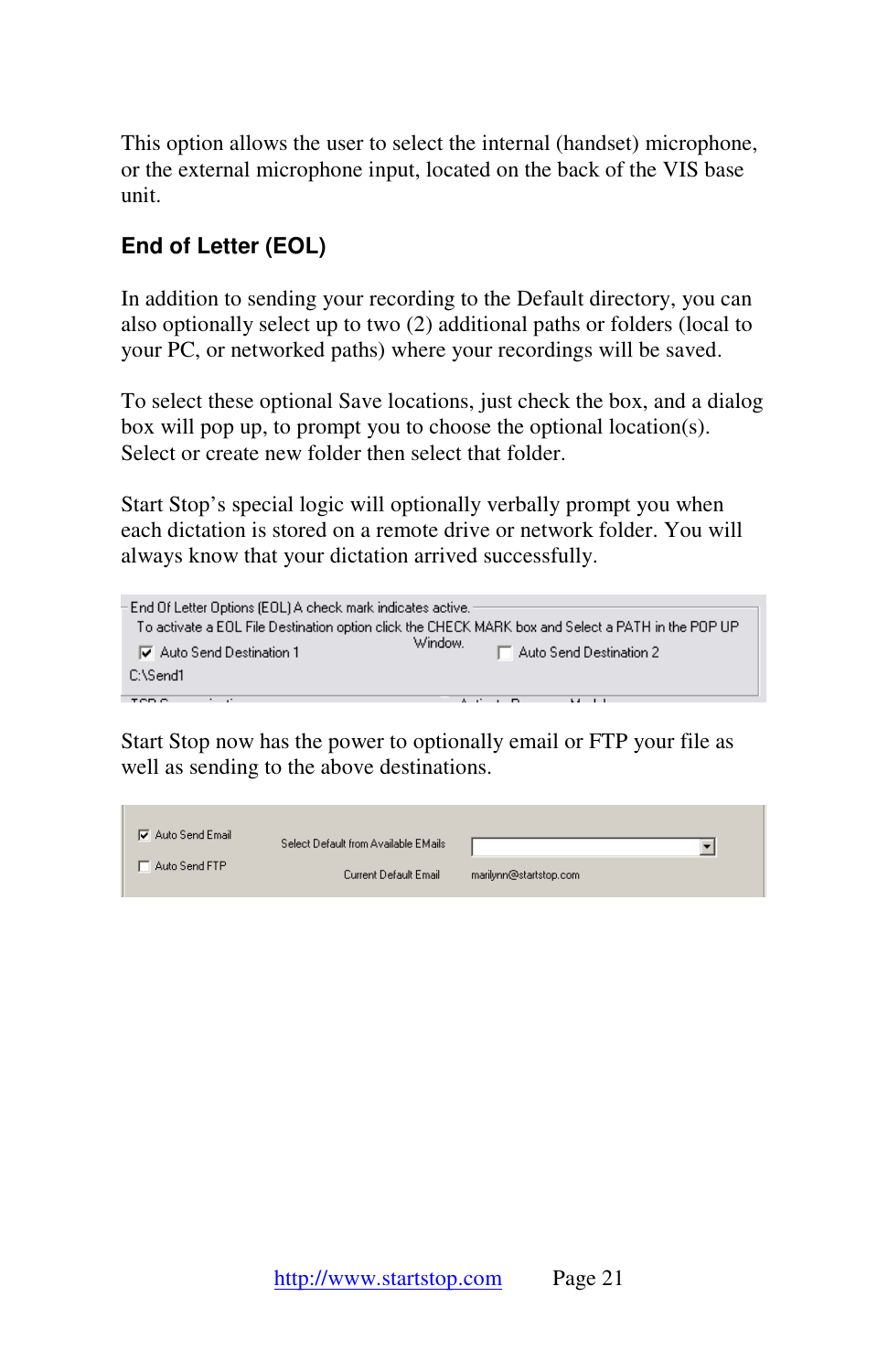This option allows the user to select the internal (handset) microphone, or the external microphone input, located on the back of the VIS base unit.

## End of Letter (EOL)

In addition to sending your recording to the Default directory, you can also optionally select up to two (2) additional paths or folders (local to your PC, or networked paths) where your recordings will be saved.

To select these optional Save locations, just check the box, and a dialog box will pop up, to prompt you to choose the optional location(s). Select or create new folder then select that folder.

Start Stop's special logic will optionally verbally prompt you when each dictation is stored on a remote drive or network folder. You will always know that your dictation arrived successfully.

End Of Letter Options (EOL) A check mark indicates active.
To activate a EOL File Destination option click the CHECK MARK box and Select a PATH in the POP UP Window.
☑ Auto Send Destination 1 ☐ Auto Send Destination 2
C:\Send1

Start Stop now has the power to optionally email or FTP your file as well as sending to the above destinations.

☑ Auto Send Email Select Default from Available EMails
☐ Auto Send FTP Current Default Email marilynn@startstop.com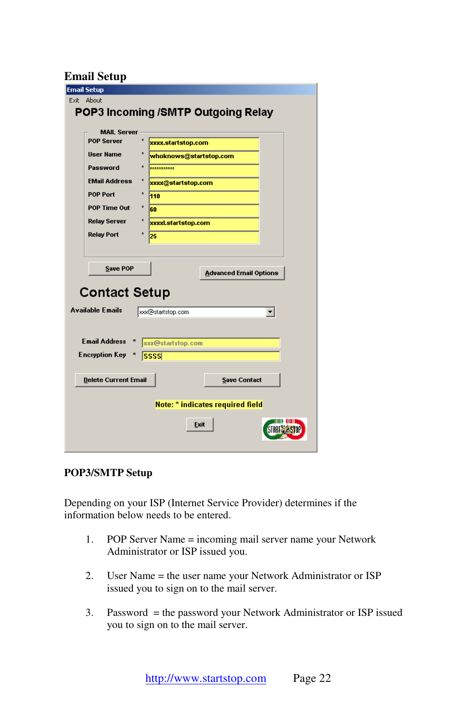## Email Setup

Email Setup

Exit About

**POP3 Incoming /SMTP Outgoing Relay**

MAIL Server

| Field | | Value |
|---|---|---|
| POP Server | * | xxxx.startstop.com |
| User Name | * | whoknows@startstop.com |
| Password | * | *********** |
| EMail Address | * | xxxx@startstop.com |
| POP Port | * | 110 |
| POP Time Out | * | 60 |
| Relay Server | * | xxxxl.startstop.com |
| Relay Port | * | 25 |

Save POP | Advanced Email Options

**Contact Setup**

Available Emails: xxx@startstop.com

Email Address * xxx@startstop.com

Encryption Key * SSSS

Delete Current Email | Save Contact

Note: * indicates required field

Exit

### POP3/SMTP Setup

Depending on your ISP (Internet Service Provider) determines if the information below needs to be entered.

1. POP Server Name = incoming mail server name your Network Administrator or ISP issued you.

2. User Name = the user name your Network Administrator or ISP issued you to sign on to the mail server.

3. Password = the password your Network Administrator or ISP issued you to sign on to the mail server.

http://www.startstop.com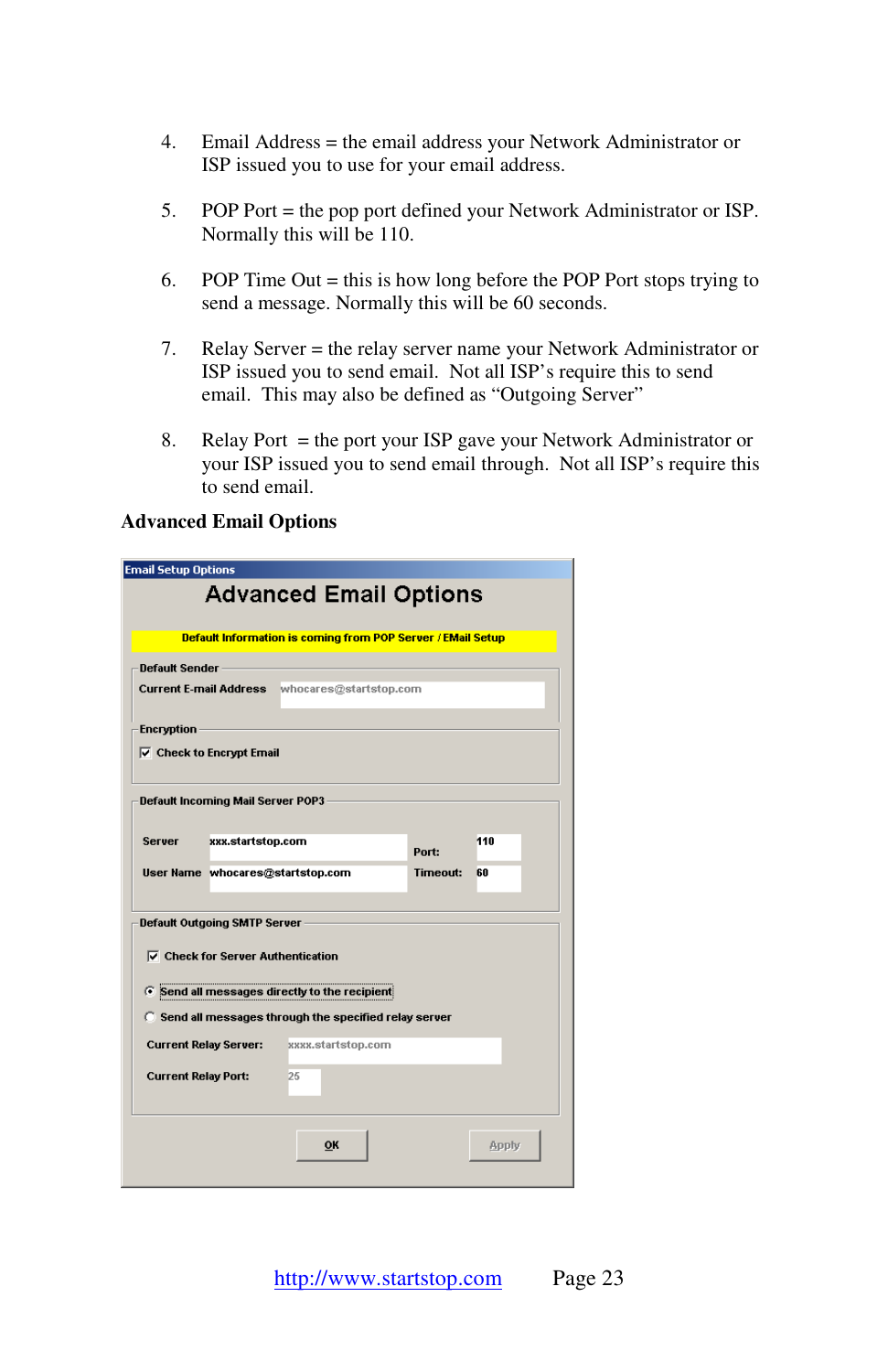4. Email Address = the email address your Network Administrator or ISP issued you to use for your email address.

5. POP Port = the pop port defined your Network Administrator or ISP. Normally this will be 110.

6. POP Time Out = this is how long before the POP Port stops trying to send a message. Normally this will be 60 seconds.

7. Relay Server = the relay server name your Network Administrator or ISP issued you to send email. Not all ISP's require this to send email. This may also be defined as "Outgoing Server"

8. Relay Port = the port your ISP gave your Network Administrator or your ISP issued you to send email through. Not all ISP's require this to send email.

**Advanced Email Options**

Email Setup Options

**Advanced Email Options**

Default Information is coming from POP Server / EMail Setup

Default Sender

Current E-mail Address: whocares@startstop.com

Encryption

☑ Check to Encrypt Email

Default Incoming Mail Server POP3

Server: xxx.startstop.com — Port: 110

User Name: whocares@startstop.com — Timeout: 60

Default Outgoing SMTP Server

☑ Check for Server Authentication

◉ Send all messages directly to the recipient

○ Send all messages through the specified relay server

Current Relay Server: xxxx.startstop.com

Current Relay Port: 25

OK — Apply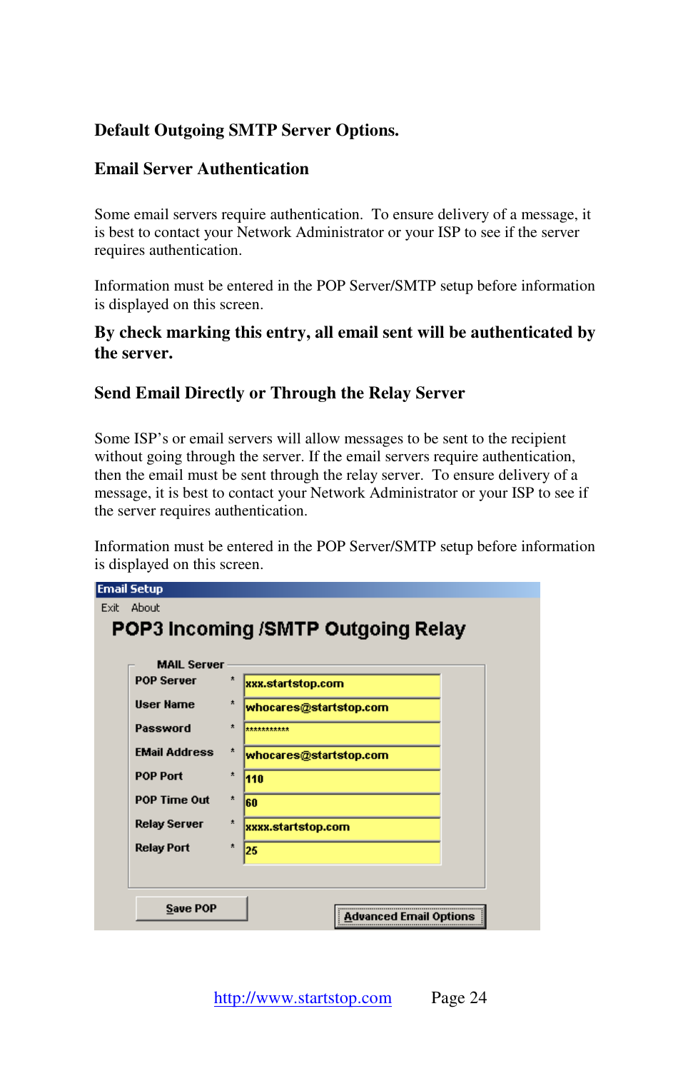**Default Outgoing SMTP Server Options.**

**Email Server Authentication**

Some email servers require authentication. To ensure delivery of a message, it is best to contact your Network Administrator or your ISP to see if the server requires authentication.

Information must be entered in the POP Server/SMTP setup before information is displayed on this screen.

**By check marking this entry, all email sent will be authenticated by the server.**

**Send Email Directly or Through the Relay Server**

Some ISP's or email servers will allow messages to be sent to the recipient without going through the server. If the email servers require authentication, then the email must be sent through the relay server. To ensure delivery of a message, it is best to contact your Network Administrator or your ISP to see if the server requires authentication.

Information must be entered in the POP Server/SMTP setup before information is displayed on this screen.

Email Setup

Exit About

**POP3 Incoming /SMTP Outgoing Relay**

MAIL Server

| Field | | Value |
|---|---|---|
| POP Server | * | xxx.startstop.com |
| User Name | * | whocares@startstop.com |
| Password | * | *********** |
| EMail Address | * | whocares@startstop.com |
| POP Port | * | 110 |
| POP Time Out | * | 60 |
| Relay Server | * | xxxx.startstop.com |
| Relay Port | * | 25 |

Save POP

Advanced Email Options

http://www.startstop.com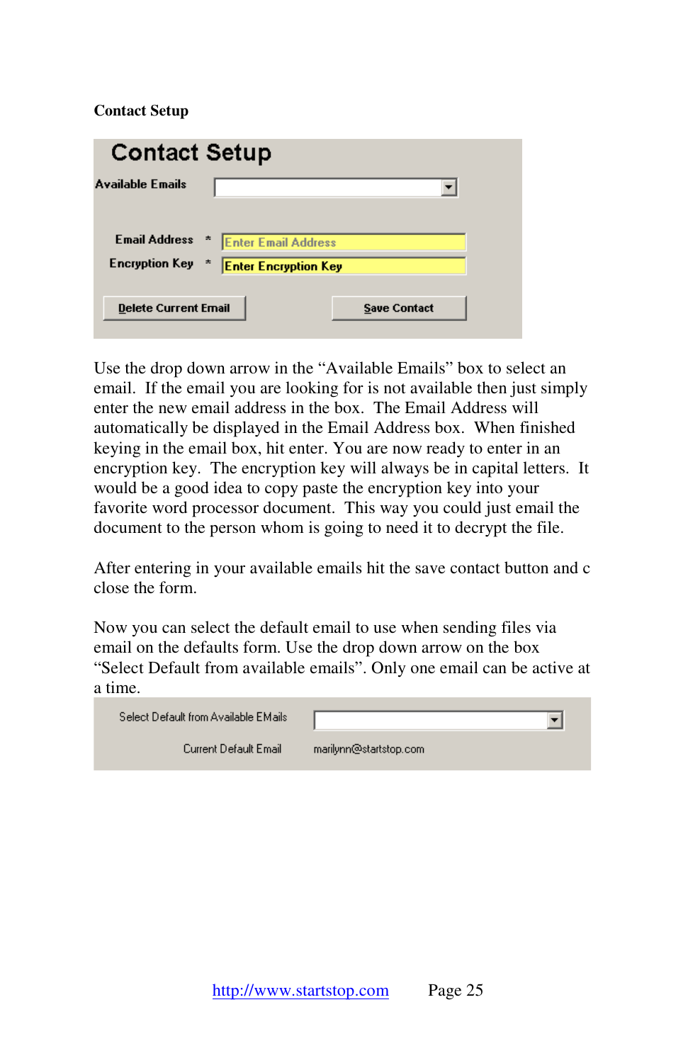**Contact Setup**

Contact Setup

Available Emails

Email Address * Enter Email Address

Encryption Key * Enter Encryption Key

Delete Current Email    Save Contact

Use the drop down arrow in the "Available Emails" box to select an email. If the email you are looking for is not available then just simply enter the new email address in the box. The Email Address will automatically be displayed in the Email Address box. When finished keying in the email box, hit enter. You are now ready to enter in an encryption key. The encryption key will always be in capital letters. It would be a good idea to copy paste the encryption key into your favorite word processor document. This way you could just email the document to the person whom is going to need it to decrypt the file.

After entering in your available emails hit the save contact button and c close the form.

Now you can select the default email to use when sending files via email on the defaults form. Use the drop down arrow on the box "Select Default from available emails". Only one email can be active at a time.

Select Default from Available EMails

Current Default Email    marilynn@startstop.com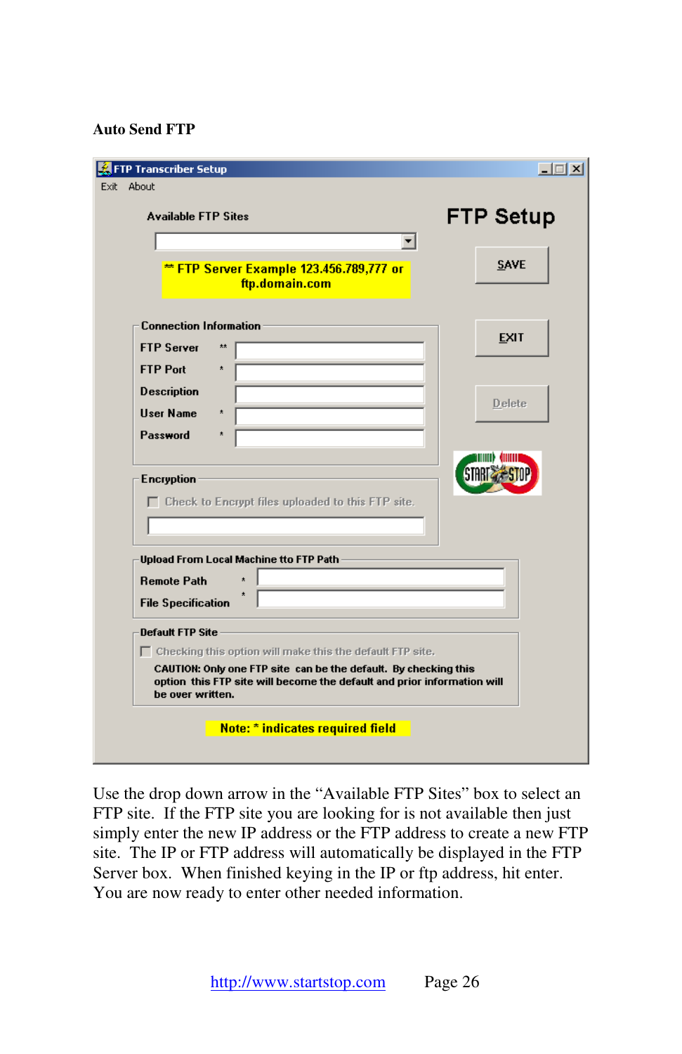**Auto Send FTP**

Use the drop down arrow in the "Available FTP Sites" box to select an FTP site. If the FTP site you are looking for is not available then just simply enter the new IP address or the FTP address to create a new FTP site. The IP or FTP address will automatically be displayed in the FTP Server box. When finished keying in the IP or ftp address, hit enter. You are now ready to enter other needed information.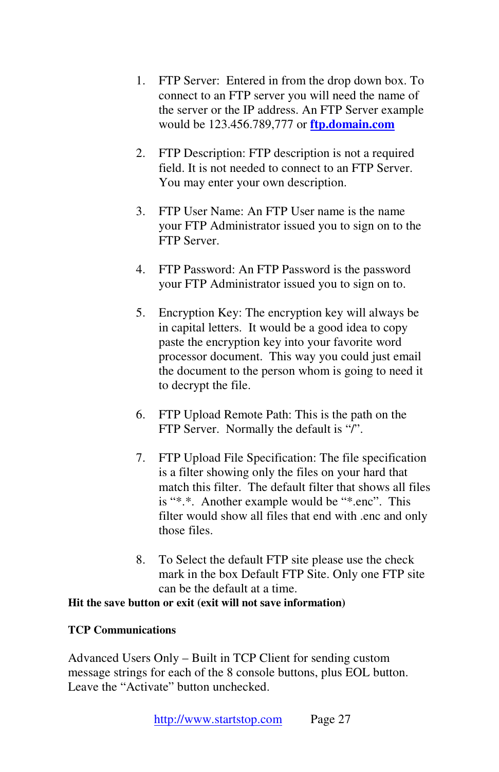1. FTP Server: Entered in from the drop down box. To connect to an FTP server you will need the name of the server or the IP address. An FTP Server example would be 123.456.789,777 or **ftp.domain.com**

2. FTP Description: FTP description is not a required field. It is not needed to connect to an FTP Server. You may enter your own description.

3. FTP User Name: An FTP User name is the name your FTP Administrator issued you to sign on to the FTP Server.

4. FTP Password: An FTP Password is the password your FTP Administrator issued you to sign on to.

5. Encryption Key: The encryption key will always be in capital letters. It would be a good idea to copy paste the encryption key into your favorite word processor document. This way you could just email the document to the person whom is going to need it to decrypt the file.

6. FTP Upload Remote Path: This is the path on the FTP Server. Normally the default is "/".

7. FTP Upload File Specification: The file specification is a filter showing only the files on your hard that match this filter. The default filter that shows all files is "*.*. Another example would be "*.enc". This filter would show all files that end with .enc and only those files.

8. To Select the default FTP site please use the check mark in the box Default FTP Site. Only one FTP site can be the default at a time.

**Hit the save button or exit (exit will not save information)**

**TCP Communications**

Advanced Users Only – Built in TCP Client for sending custom message strings for each of the 8 console buttons, plus EOL button. Leave the "Activate" button unchecked.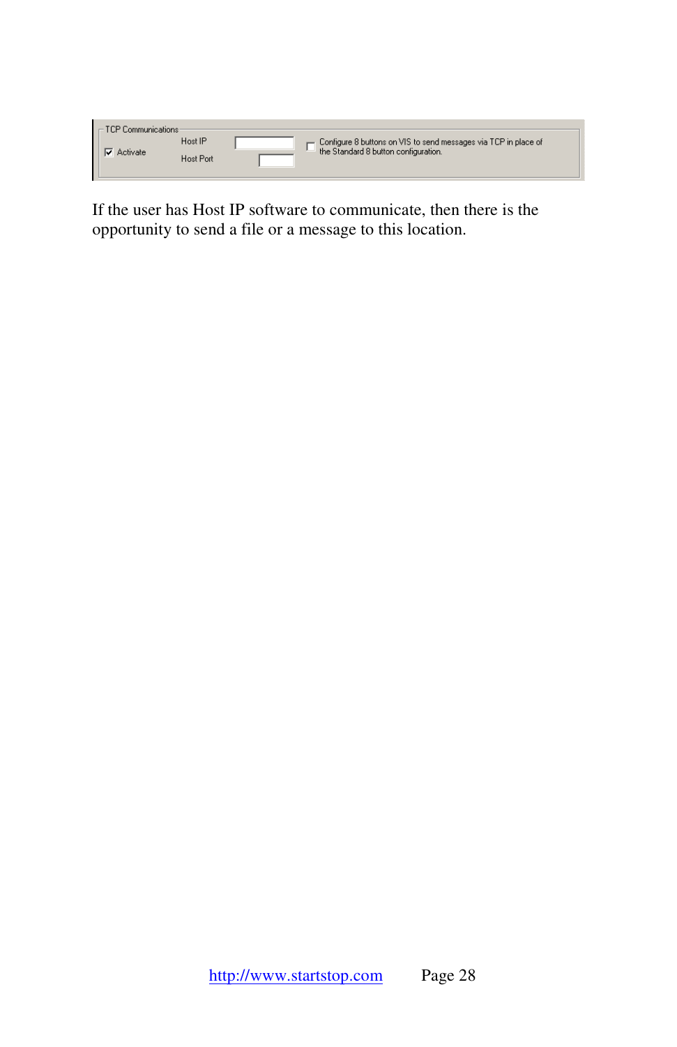TCP Communications

☑ Activate

Host IP

Host Port

☐ Configure 8 buttons on VIS to send messages via TCP in place of the Standard 8 button configuration.

If the user has Host IP software to communicate, then there is the opportunity to send a file or a message to this location.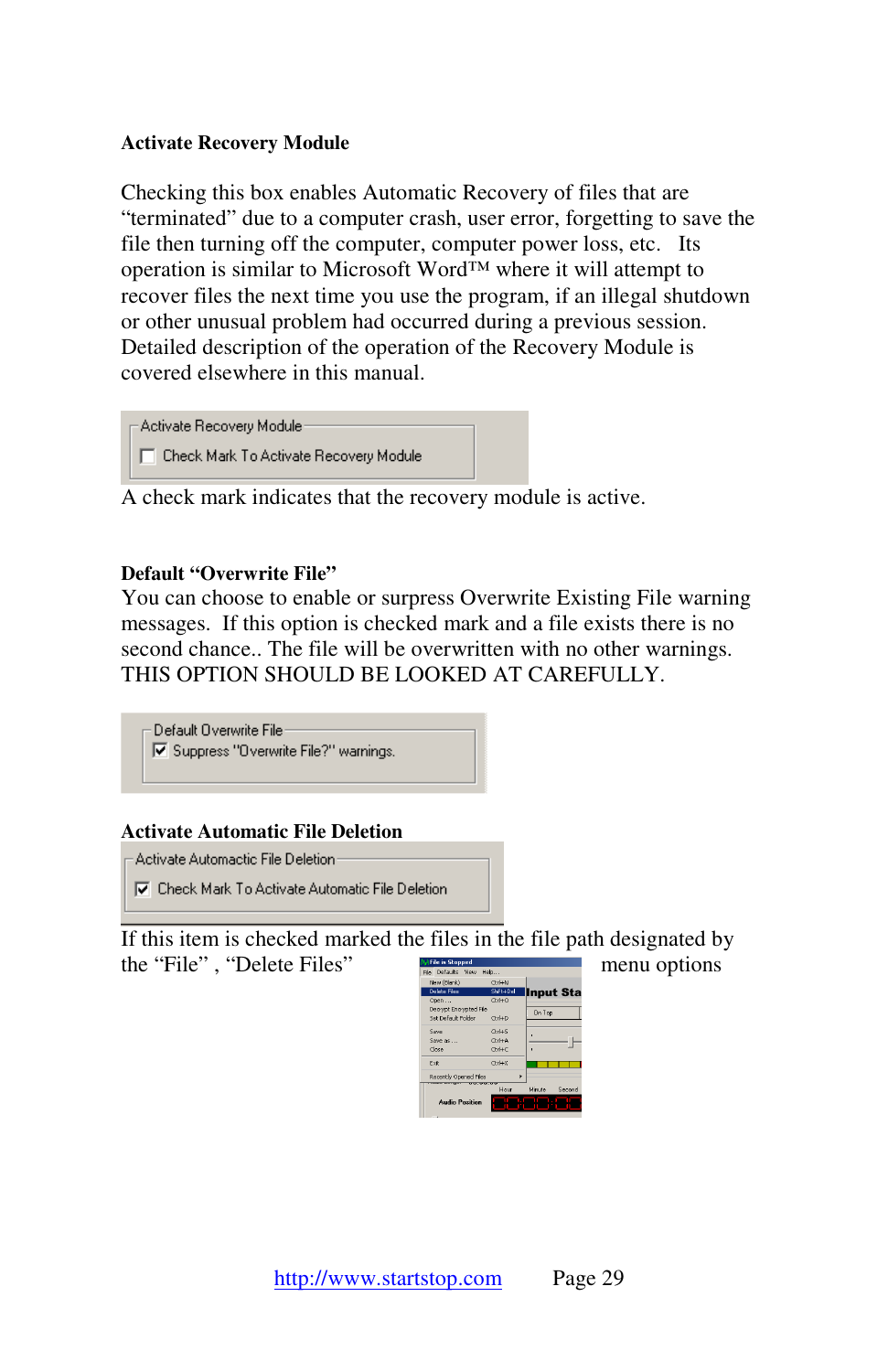**Activate Recovery Module**

Checking this box enables Automatic Recovery of files that are "terminated" due to a computer crash, user error, forgetting to save the file then turning off the computer, computer power loss, etc.   Its operation is similar to Microsoft Word™ where it will attempt to recover files the next time you use the program, if an illegal shutdown or other unusual problem had occurred during a previous session. Detailed description of the operation of the Recovery Module is covered elsewhere in this manual.

A check mark indicates that the recovery module is active.

**Default "Overwrite File"**

You can choose to enable or surpress Overwrite Existing File warning messages.  If this option is checked mark and a file exists there is no second chance.. The file will be overwritten with no other warnings. THIS OPTION SHOULD BE LOOKED AT CAREFULLY.

**Activate Automatic File Deletion**

If this item is checked marked the files in the file path designated by the "File" , "Delete Files" menu options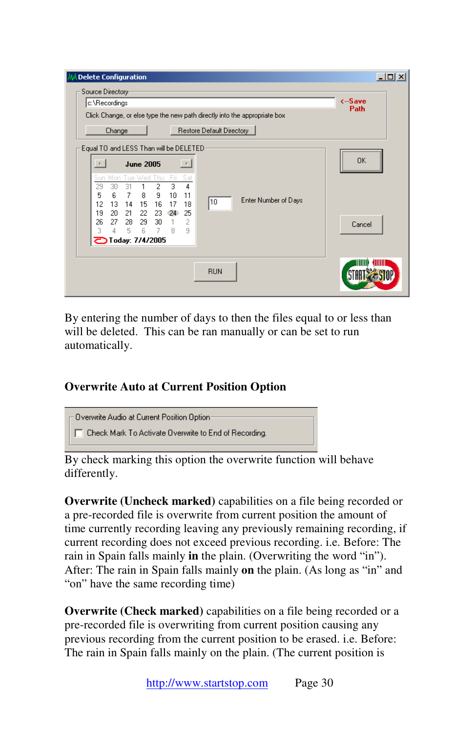By entering the number of days to then the files equal to or less than will be deleted. This can be ran manually or can be set to run automatically.

### Overwrite Auto at Current Position Option

By check marking this option the overwrite function will behave differently.

**Overwrite (Uncheck marked)** capabilities on a file being recorded or a pre-recorded file is overwrite from current position the amount of time currently recording leaving any previously remaining recording, if current recording does not exceed previous recording. i.e. Before: The rain in Spain falls mainly **in** the plain. (Overwriting the word "in"). After: The rain in Spain falls mainly **on** the plain. (As long as "in" and "on" have the same recording time)

**Overwrite (Check marked)** capabilities on a file being recorded or a pre-recorded file is overwriting from current position causing any previous recording from the current position to be erased. i.e. Before: The rain in Spain falls mainly on the plain. (The current position is

http://www.startstop.com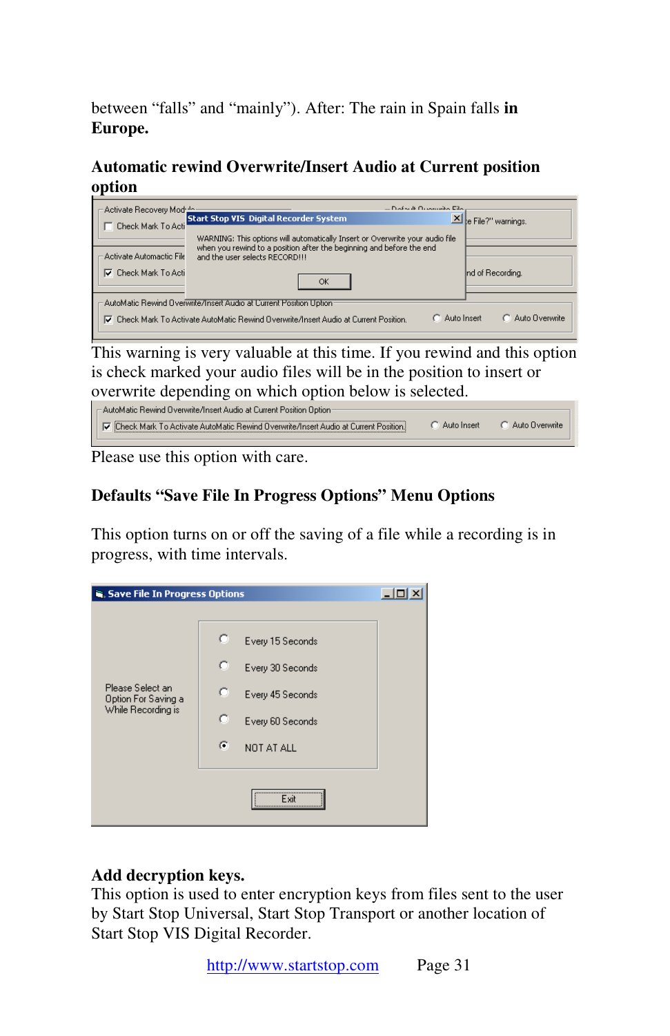between “falls” and “mainly”). After: The rain in Spain falls **in Europe.**

**Automatic rewind Overwrite/Insert Audio at Current position option**

This warning is very valuable at this time. If you rewind and this option is check marked your audio files will be in the position to insert or overwrite depending on which option below is selected.

Please use this option with care.

**Defaults “Save File In Progress Options” Menu Options**

This option turns on or off the saving of a file while a recording is in progress, with time intervals.

**Add decryption keys.**
This option is used to enter encryption keys from files sent to the user by Start Stop Universal, Start Stop Transport or another location of Start Stop VIS Digital Recorder.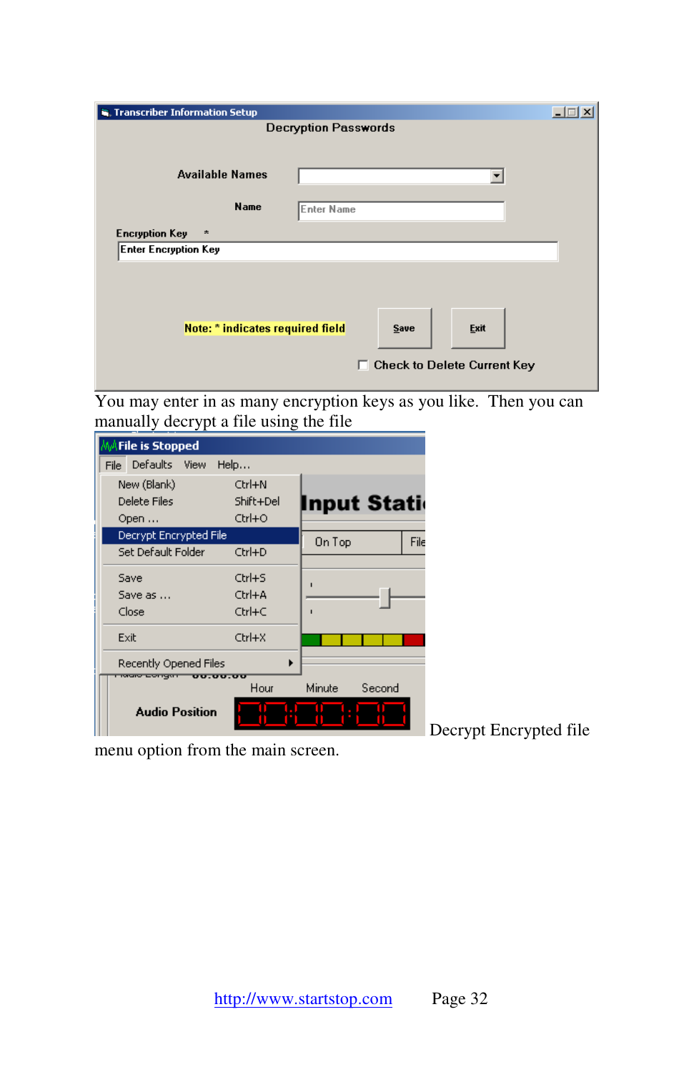You may enter in as many encryption keys as you like. Then you can manually decrypt a file using the file Decrypt Encrypted file menu option from the main screen.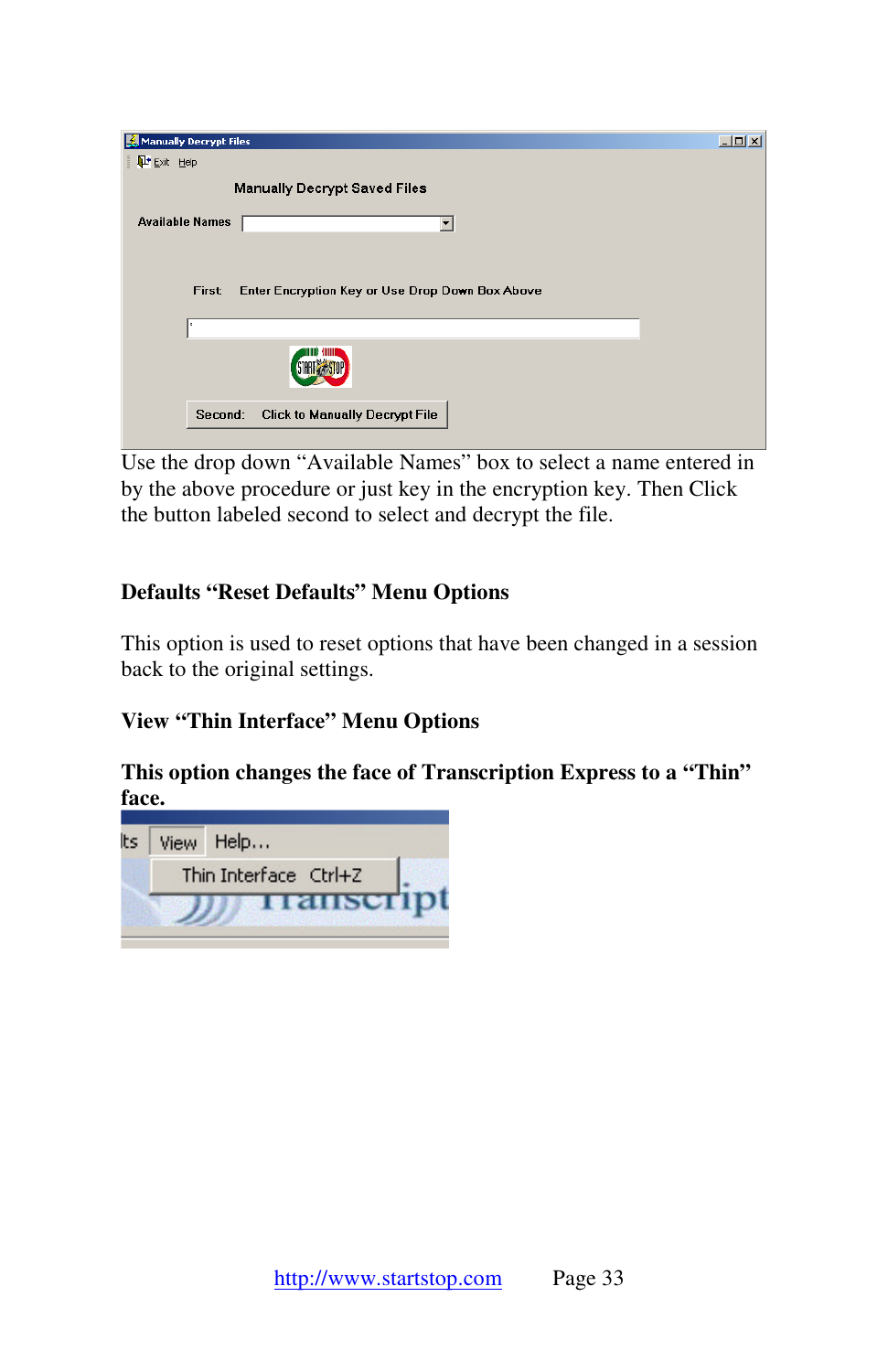Use the drop down "Available Names" box to select a name entered in by the above procedure or just key in the encryption key. Then Click the button labeled second to select and decrypt the file.

### Defaults "Reset Defaults" Menu Options

This option is used to reset options that have been changed in a session back to the original settings.

### View "Thin Interface" Menu Options

**This option changes the face of Transcription Express to a "Thin" face.**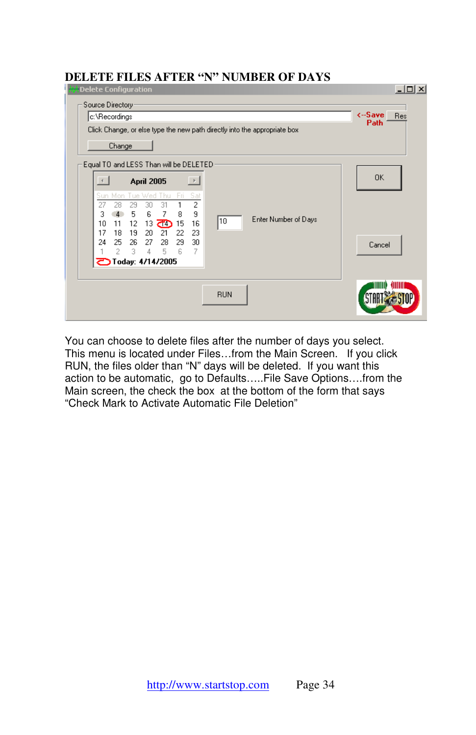## DELETE FILES AFTER "N" NUMBER OF DAYS

Delete Configuration

Source Directory

c:\Recordings

<--Save Path

Res

Click Change, or else type the new path directly into the appropriate box

Change

Equal TO and LESS Than will be DELETED

April 2005

| Sun | Mon | Tue | Wed | Thu | Fri | Sat |
|---|---|---|---|---|---|---|
| 27 | 28 | 29 | 30 | 31 | 1 | 2 |
| 3 | 4 | 5 | 6 | 7 | 8 | 9 |
| 10 | 11 | 12 | 13 | 14 | 15 | 16 |
| 17 | 18 | 19 | 20 | 21 | 22 | 23 |
| 24 | 25 | 26 | 27 | 28 | 29 | 30 |
| 1 | 2 | 3 | 4 | 5 | 6 | 7 |

Today: 4/14/2005

10 Enter Number of Days

OK

Cancel

RUN

You can choose to delete files after the number of days you select. This menu is located under Files…from the Main Screen. If you click RUN, the files older than "N" days will be deleted. If you want this action to be automatic, go to Defaults…..File Save Options….from the Main screen, the check the box at the bottom of the form that says "Check Mark to Activate Automatic File Deletion"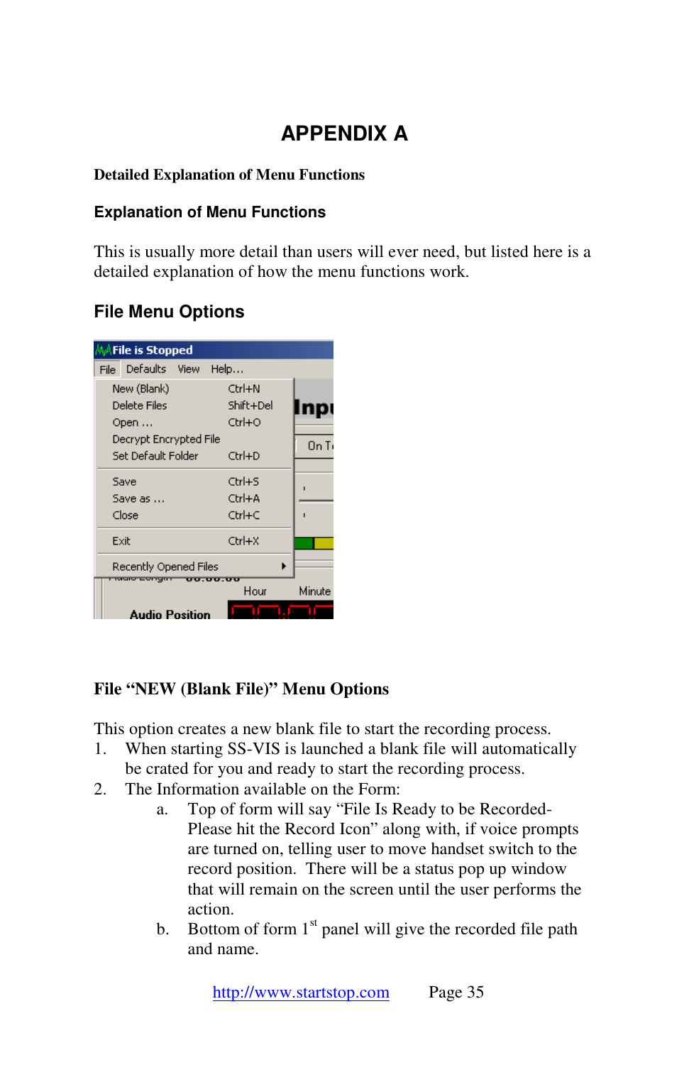# APPENDIX A

**Detailed Explanation of Menu Functions**

## Explanation of Menu Functions

This is usually more detail than users will ever need, but listed here is a detailed explanation of how the menu functions work.

## File Menu Options

### File "NEW (Blank File)" Menu Options

This option creates a new blank file to start the recording process.

1. When starting SS-VIS is launched a blank file will automatically be crated for you and ready to start the recording process.
2. The Information available on the Form:
    a. Top of form will say "File Is Ready to be Recorded- Please hit the Record Icon" along with, if voice prompts are turned on, telling user to move handset switch to the record position. There will be a status pop up window that will remain on the screen until the user performs the action.
    b. Bottom of form 1st panel will give the recorded file path and name.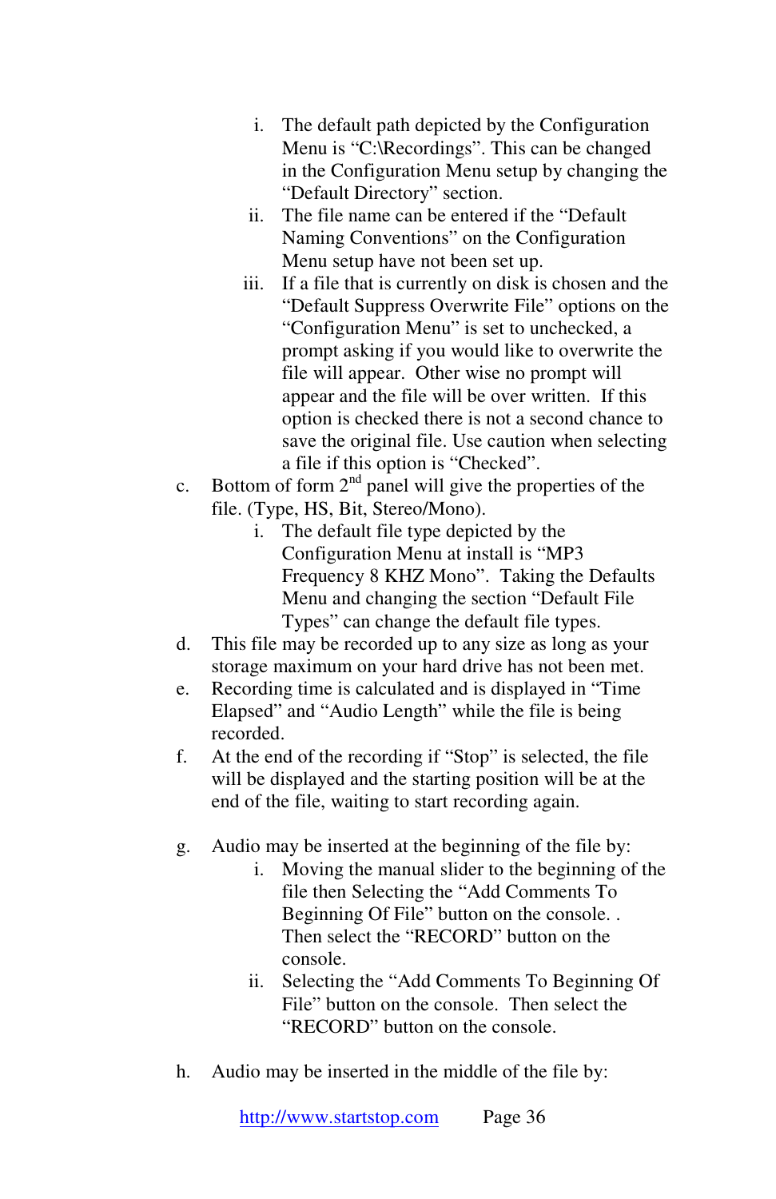i. The default path depicted by the Configuration Menu is "C:\Recordings". This can be changed in the Configuration Menu setup by changing the "Default Directory" section.
   ii. The file name can be entered if the "Default Naming Conventions" on the Configuration Menu setup have not been set up.
   iii. If a file that is currently on disk is chosen and the "Default Suppress Overwrite File" options on the "Configuration Menu" is set to unchecked, a prompt asking if you would like to overwrite the file will appear. Other wise no prompt will appear and the file will be over written. If this option is checked there is not a second chance to save the original file. Use caution when selecting a file if this option is "Checked".

c. Bottom of form 2nd panel will give the properties of the file. (Type, HS, Bit, Stereo/Mono).
   i. The default file type depicted by the Configuration Menu at install is "MP3 Frequency 8 KHZ Mono". Taking the Defaults Menu and changing the section "Default File Types" can change the default file types.

d. This file may be recorded up to any size as long as your storage maximum on your hard drive has not been met.

e. Recording time is calculated and is displayed in "Time Elapsed" and "Audio Length" while the file is being recorded.

f. At the end of the recording if "Stop" is selected, the file will be displayed and the starting position will be at the end of the file, waiting to start recording again.

g. Audio may be inserted at the beginning of the file by:
   i. Moving the manual slider to the beginning of the file then Selecting the "Add Comments To Beginning Of File" button on the console. . Then select the "RECORD" button on the console.
   ii. Selecting the "Add Comments To Beginning Of File" button on the console. Then select the "RECORD" button on the console.

h. Audio may be inserted in the middle of the file by:

http://www.startstop.com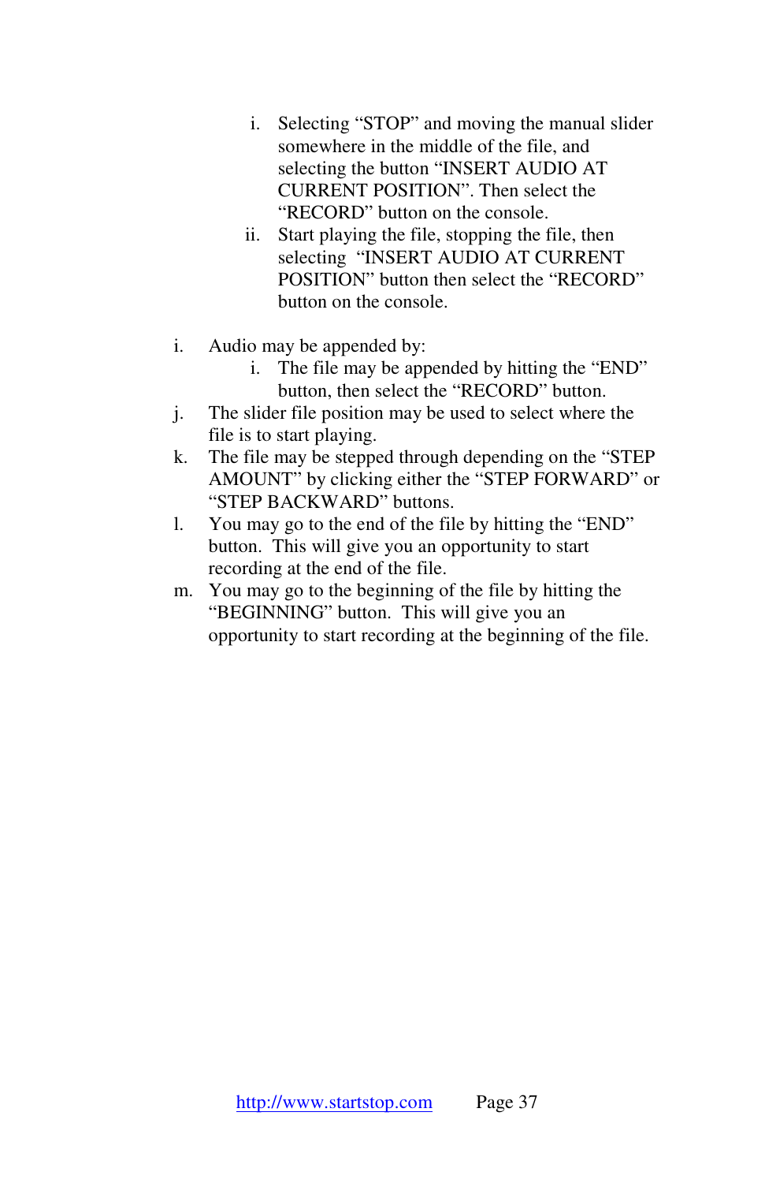i. Selecting "STOP" and moving the manual slider somewhere in the middle of the file, and selecting the button "INSERT AUDIO AT CURRENT POSITION". Then select the "RECORD" button on the console.
   ii. Start playing the file, stopping the file, then selecting "INSERT AUDIO AT CURRENT POSITION" button then select the "RECORD" button on the console.

i. Audio may be appended by:
   i. The file may be appended by hitting the "END" button, then select the "RECORD" button.
j. The slider file position may be used to select where the file is to start playing.
k. The file may be stepped through depending on the "STEP AMOUNT" by clicking either the "STEP FORWARD" or "STEP BACKWARD" buttons.
l. You may go to the end of the file by hitting the "END" button. This will give you an opportunity to start recording at the end of the file.
m. You may go to the beginning of the file by hitting the "BEGINNING" button. This will give you an opportunity to start recording at the beginning of the file.

[http://www.startstop.com](http://www.startstop.com)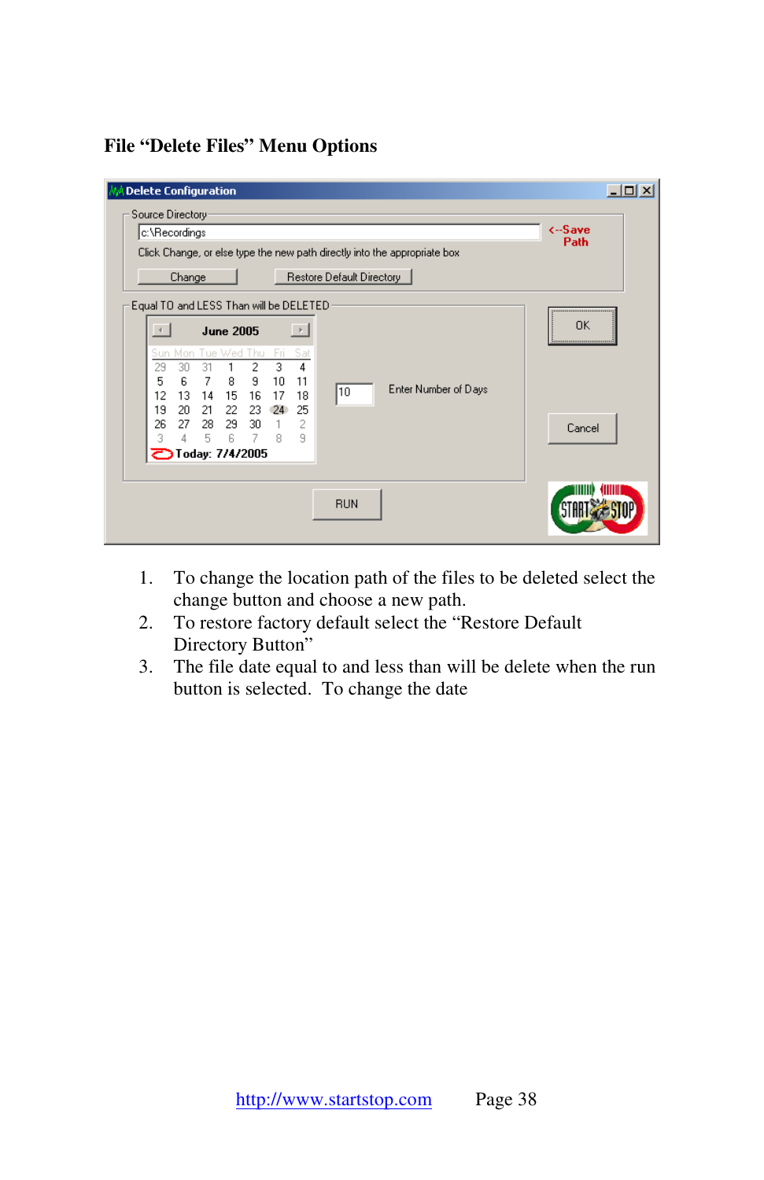## File "Delete Files" Menu Options

1. To change the location path of the files to be deleted select the change button and choose a new path.
2. To restore factory default select the "Restore Default Directory Button"
3. The file date equal to and less than will be delete when the run button is selected. To change the date

http://www.startstop.com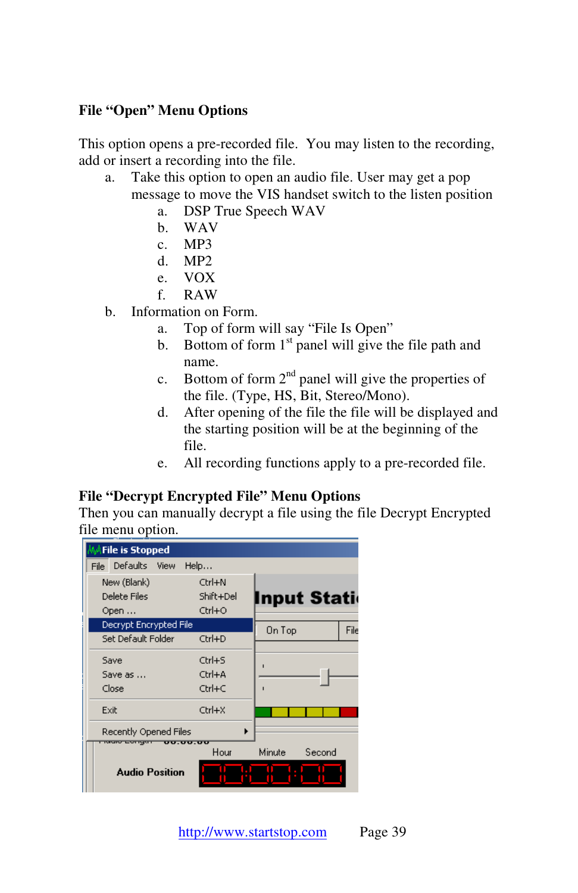### File "Open" Menu Options

This option opens a pre-recorded file. You may listen to the recording, add or insert a recording into the file.

a. Take this option to open an audio file. User may get a pop message to move the VIS handset switch to the listen position
   a. DSP True Speech WAV
   b. WAV
   c. MP3
   d. MP2
   e. VOX
   f. RAW
b. Information on Form.
   a. Top of form will say "File Is Open"
   b. Bottom of form 1st panel will give the file path and name.
   c. Bottom of form 2nd panel will give the properties of the file. (Type, HS, Bit, Stereo/Mono).
   d. After opening of the file the file will be displayed and the starting position will be at the beginning of the file.
   e. All recording functions apply to a pre-recorded file.

### File "Decrypt Encrypted File" Menu Options

Then you can manually decrypt a file using the file Decrypt Encrypted file menu option.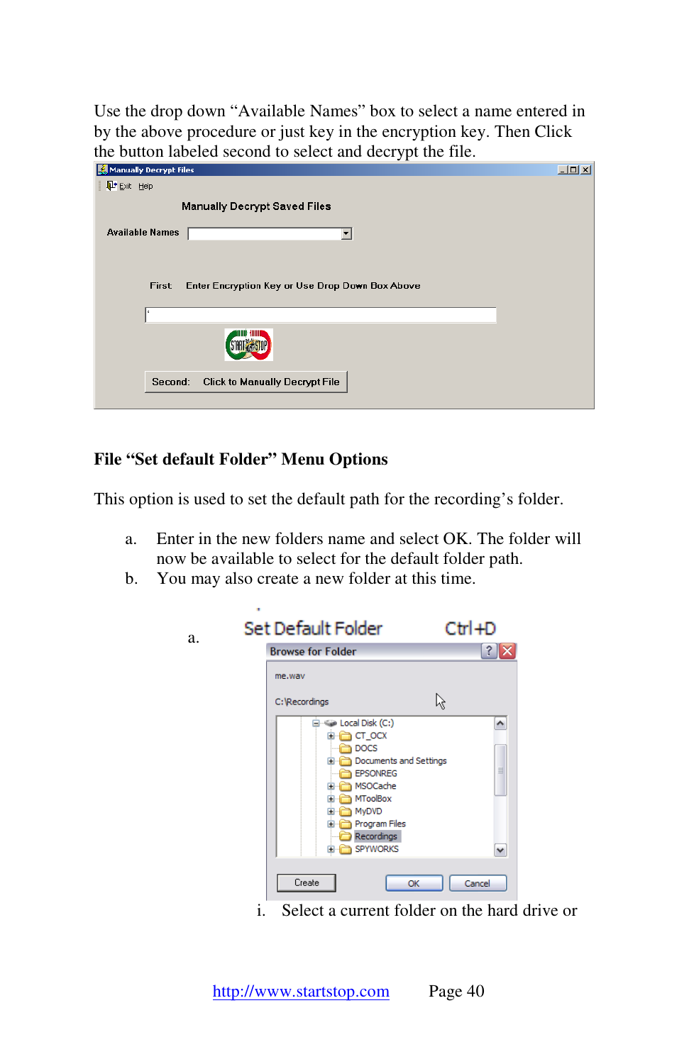Use the drop down "Available Names" box to select a name entered in by the above procedure or just key in the encryption key. Then Click the button labeled second to select and decrypt the file.

## File "Set default Folder" Menu Options

This option is used to set the default path for the recording's folder.

a. Enter in the new folders name and select OK. The folder will now be available to select for the default folder path.
b. You may also create a new folder at this time.

a.

i. Select a current folder on the hard drive or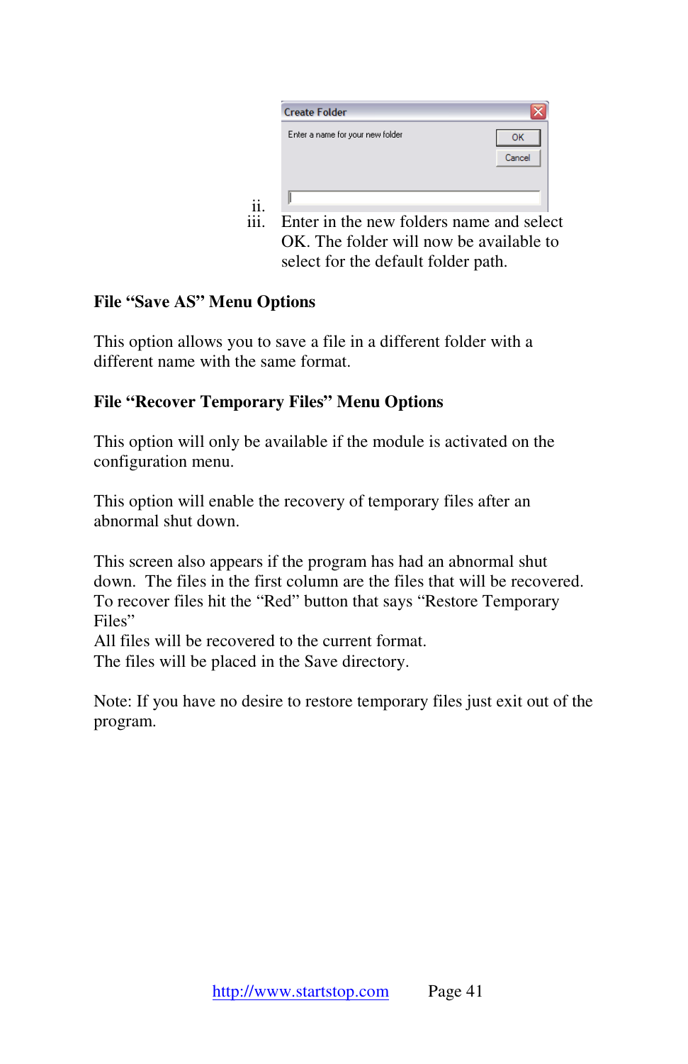ii.

iii. Enter in the new folders name and select OK. The folder will now be available to select for the default folder path.

**File "Save AS" Menu Options**

This option allows you to save a file in a different folder with a different name with the same format.

**File "Recover Temporary Files" Menu Options**

This option will only be available if the module is activated on the configuration menu.

This option will enable the recovery of temporary files after an abnormal shut down.

This screen also appears if the program has had an abnormal shut down. The files in the first column are the files that will be recovered. To recover files hit the "Red" button that says "Restore Temporary Files"
All files will be recovered to the current format.
The files will be placed in the Save directory.

Note: If you have no desire to restore temporary files just exit out of the program.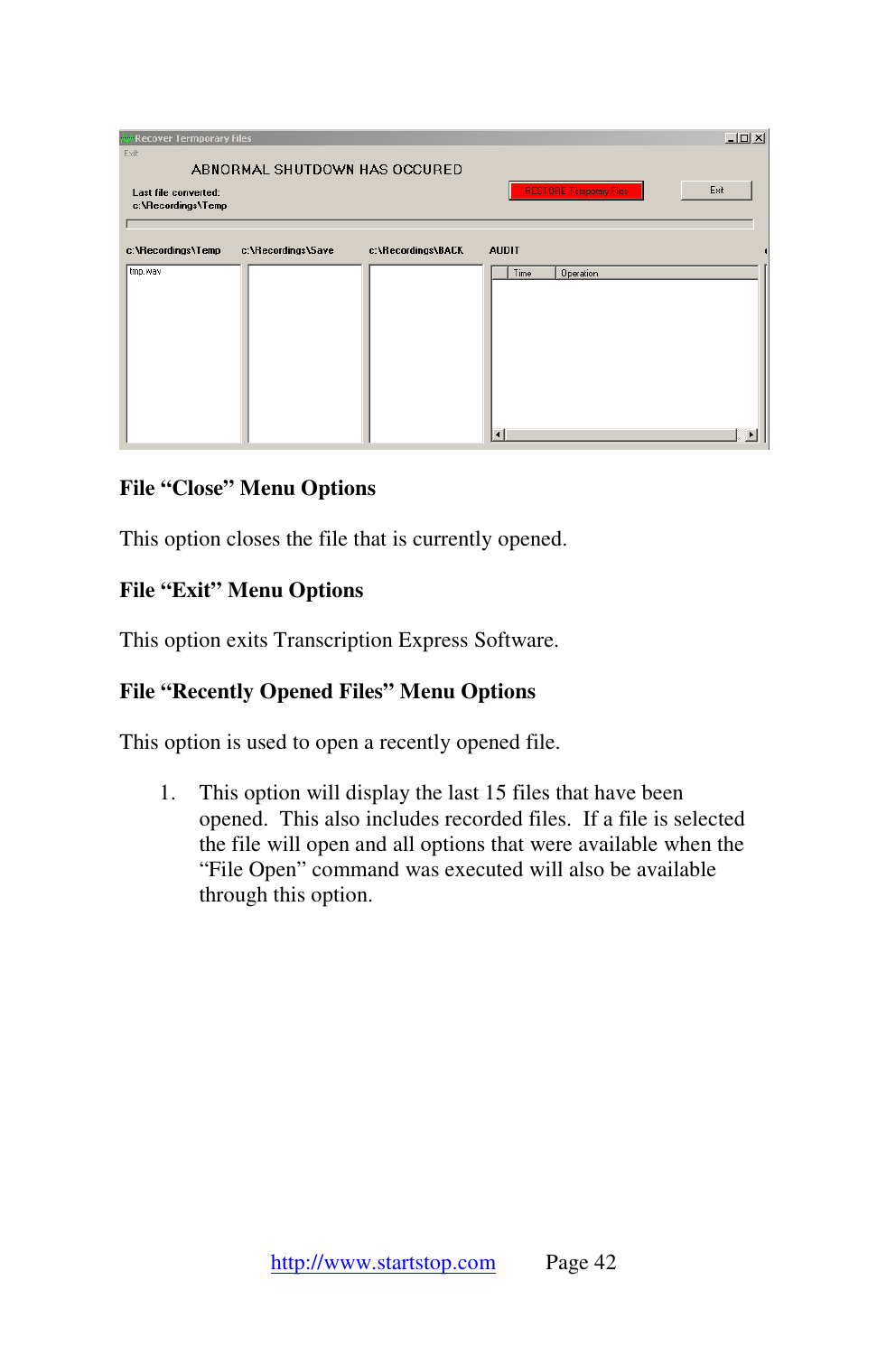## File "Close" Menu Options

This option closes the file that is currently opened.

## File "Exit" Menu Options

This option exits Transcription Express Software.

## File "Recently Opened Files" Menu Options

This option is used to open a recently opened file.

1. This option will display the last 15 files that have been opened. This also includes recorded files. If a file is selected the file will open and all options that were available when the "File Open" command was executed will also be available through this option.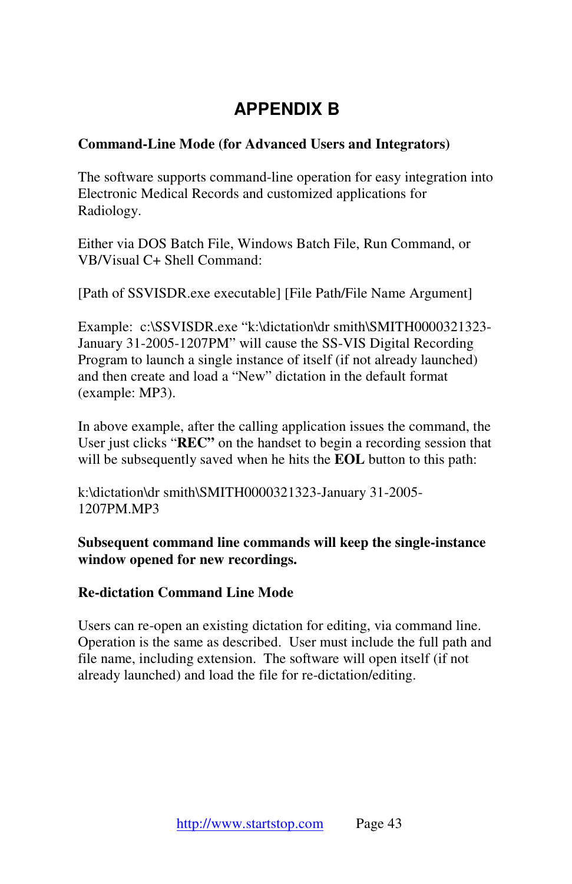# APPENDIX B

**Command-Line Mode (for Advanced Users and Integrators)**

The software supports command-line operation for easy integration into Electronic Medical Records and customized applications for Radiology.

Either via DOS Batch File, Windows Batch File, Run Command, or VB/Visual C+ Shell Command:

[Path of SSVISDR.exe executable] [File Path/File Name Argument]

Example: c:\SSVISDR.exe "k:\dictation\dr smith\SMITH0000321323-January 31-2005-1207PM" will cause the SS-VIS Digital Recording Program to launch a single instance of itself (if not already launched) and then create and load a "New" dictation in the default format (example: MP3).

In above example, after the calling application issues the command, the User just clicks "**REC"** on the handset to begin a recording session that will be subsequently saved when he hits the **EOL** button to this path:

k:\dictation\dr smith\SMITH0000321323-January 31-2005-1207PM.MP3

**Subsequent command line commands will keep the single-instance window opened for new recordings.**

**Re-dictation Command Line Mode**

Users can re-open an existing dictation for editing, via command line. Operation is the same as described. User must include the full path and file name, including extension. The software will open itself (if not already launched) and load the file for re-dictation/editing.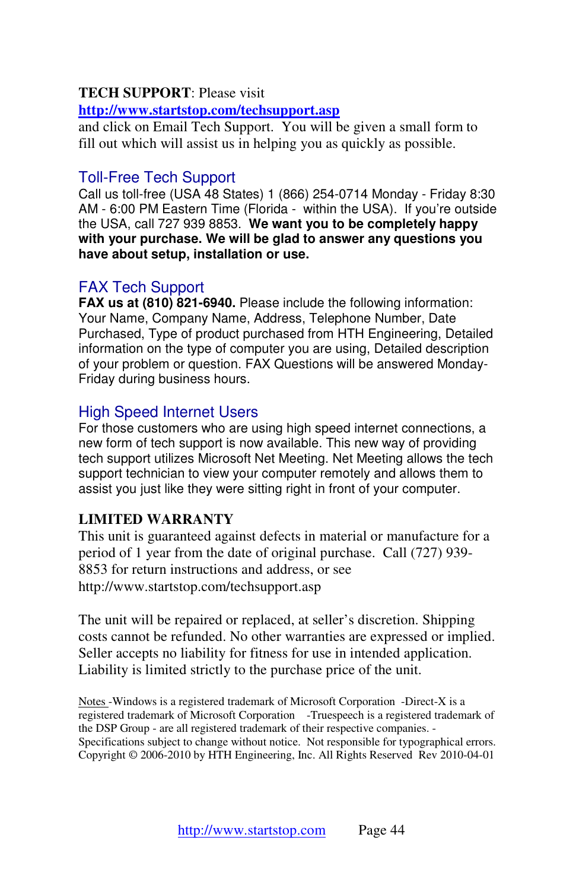**TECH SUPPORT**: Please visit
**http://www.startstop.com/techsupport.asp**
and click on Email Tech Support. You will be given a small form to fill out which will assist us in helping you as quickly as possible.

## Toll-Free Tech Support

Call us toll-free (USA 48 States) 1 (866) 254-0714 Monday - Friday 8:30 AM - 6:00 PM Eastern Time (Florida - within the USA). If you're outside the USA, call 727 939 8853. **We want you to be completely happy with your purchase. We will be glad to answer any questions you have about setup, installation or use.**

## FAX Tech Support

**FAX us at (810) 821-6940.** Please include the following information: Your Name, Company Name, Address, Telephone Number, Date Purchased, Type of product purchased from HTH Engineering, Detailed information on the type of computer you are using, Detailed description of your problem or question. FAX Questions will be answered Monday-Friday during business hours.

## High Speed Internet Users

For those customers who are using high speed internet connections, a new form of tech support is now available. This new way of providing tech support utilizes Microsoft Net Meeting. Net Meeting allows the tech support technician to view your computer remotely and allows them to assist you just like they were sitting right in front of your computer.

**LIMITED WARRANTY**

This unit is guaranteed against defects in material or manufacture for a period of 1 year from the date of original purchase. Call (727) 939-8853 for return instructions and address, or see http://www.startstop.com/techsupport.asp

The unit will be repaired or replaced, at seller's discretion. Shipping costs cannot be refunded. No other warranties are expressed or implied. Seller accepts no liability for fitness for use in intended application. Liability is limited strictly to the purchase price of the unit.

Notes -Windows is a registered trademark of Microsoft Corporation -Direct-X is a registered trademark of Microsoft Corporation -Truespeech is a registered trademark of the DSP Group - are all registered trademark of their respective companies. - Specifications subject to change without notice. Not responsible for typographical errors. Copyright © 2006-2010 by HTH Engineering, Inc. All Rights Reserved Rev 2010-04-01